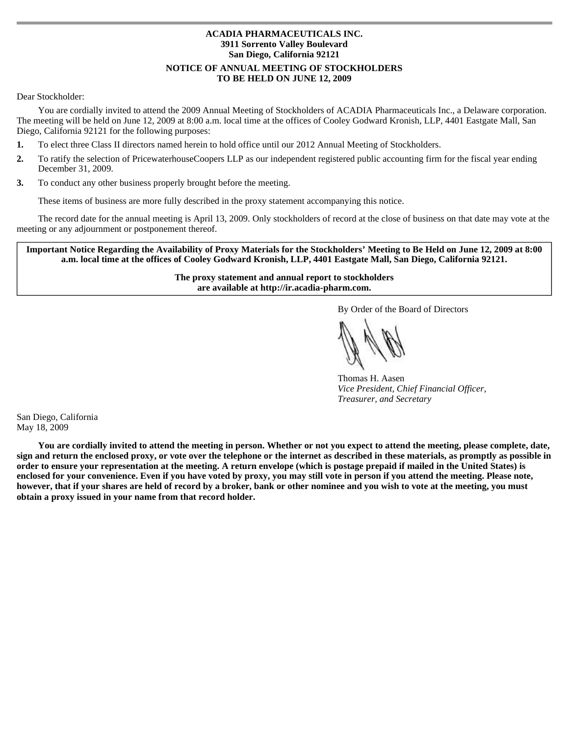**ACADIA PHARMACEUTICALS INC.**
**3911 Sorrento Valley Boulevard**
**San Diego, California 92121**

**NOTICE OF ANNUAL MEETING OF STOCKHOLDERS**
**TO BE HELD ON JUNE 12, 2009**

Dear Stockholder:

You are cordially invited to attend the 2009 Annual Meeting of Stockholders of ACADIA Pharmaceuticals Inc., a Delaware corporation. The meeting will be held on June 12, 2009 at 8:00 a.m. local time at the offices of Cooley Godward Kronish, LLP, 4401 Eastgate Mall, San Diego, California 92121 for the following purposes:

1. To elect three Class II directors named herein to hold office until our 2012 Annual Meeting of Stockholders.
2. To ratify the selection of PricewaterhouseCoopers LLP as our independent registered public accounting firm for the fiscal year ending December 31, 2009.
3. To conduct any other business properly brought before the meeting.

These items of business are more fully described in the proxy statement accompanying this notice.

The record date for the annual meeting is April 13, 2009. Only stockholders of record at the close of business on that date may vote at the meeting or any adjournment or postponement thereof.

**Important Notice Regarding the Availability of Proxy Materials for the Stockholders' Meeting to Be Held on June 12, 2009 at 8:00 a.m. local time at the offices of Cooley Godward Kronish, LLP, 4401 Eastgate Mall, San Diego, California 92121.**

**The proxy statement and annual report to stockholders are available at http://ir.acadia-pharm.com.**

By Order of the Board of Directors

Thomas H. Aasen
*Vice President, Chief Financial Officer,*
*Treasurer, and Secretary*

San Diego, California
May 18, 2009

**You are cordially invited to attend the meeting in person. Whether or not you expect to attend the meeting, please complete, date, sign and return the enclosed proxy, or vote over the telephone or the internet as described in these materials, as promptly as possible in order to ensure your representation at the meeting. A return envelope (which is postage prepaid if mailed in the United States) is enclosed for your convenience. Even if you have voted by proxy, you may still vote in person if you attend the meeting. Please note, however, that if your shares are held of record by a broker, bank or other nominee and you wish to vote at the meeting, you must obtain a proxy issued in your name from that record holder.**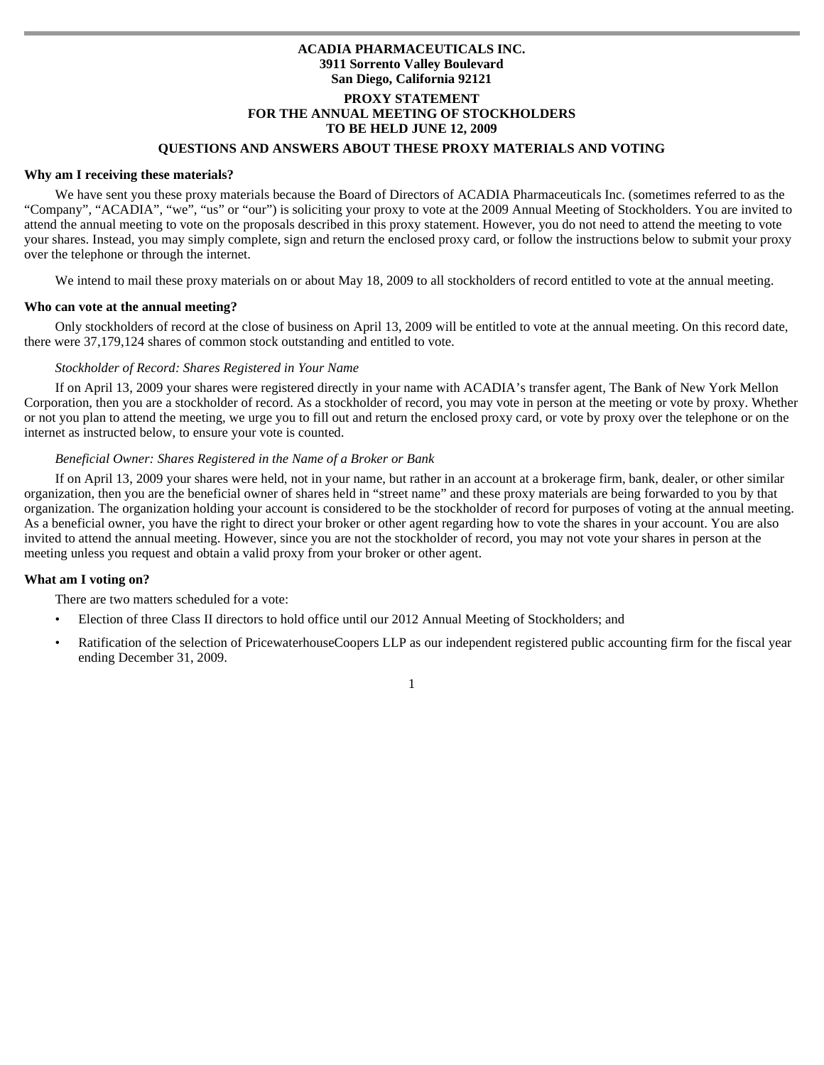**ACADIA PHARMACEUTICALS INC.**
**3911 Sorrento Valley Boulevard**
**San Diego, California 92121**

**PROXY STATEMENT**
**FOR THE ANNUAL MEETING OF STOCKHOLDERS**
**TO BE HELD JUNE 12, 2009**

## QUESTIONS AND ANSWERS ABOUT THESE PROXY MATERIALS AND VOTING

**Why am I receiving these materials?**

We have sent you these proxy materials because the Board of Directors of ACADIA Pharmaceuticals Inc. (sometimes referred to as the "Company", "ACADIA", "we", "us" or "our") is soliciting your proxy to vote at the 2009 Annual Meeting of Stockholders. You are invited to attend the annual meeting to vote on the proposals described in this proxy statement. However, you do not need to attend the meeting to vote your shares. Instead, you may simply complete, sign and return the enclosed proxy card, or follow the instructions below to submit your proxy over the telephone or through the internet.

We intend to mail these proxy materials on or about May 18, 2009 to all stockholders of record entitled to vote at the annual meeting.

**Who can vote at the annual meeting?**

Only stockholders of record at the close of business on April 13, 2009 will be entitled to vote at the annual meeting. On this record date, there were 37,179,124 shares of common stock outstanding and entitled to vote.

*Stockholder of Record: Shares Registered in Your Name*

If on April 13, 2009 your shares were registered directly in your name with ACADIA's transfer agent, The Bank of New York Mellon Corporation, then you are a stockholder of record. As a stockholder of record, you may vote in person at the meeting or vote by proxy. Whether or not you plan to attend the meeting, we urge you to fill out and return the enclosed proxy card, or vote by proxy over the telephone or on the internet as instructed below, to ensure your vote is counted.

*Beneficial Owner: Shares Registered in the Name of a Broker or Bank*

If on April 13, 2009 your shares were held, not in your name, but rather in an account at a brokerage firm, bank, dealer, or other similar organization, then you are the beneficial owner of shares held in "street name" and these proxy materials are being forwarded to you by that organization. The organization holding your account is considered to be the stockholder of record for purposes of voting at the annual meeting. As a beneficial owner, you have the right to direct your broker or other agent regarding how to vote the shares in your account. You are also invited to attend the annual meeting. However, since you are not the stockholder of record, you may not vote your shares in person at the meeting unless you request and obtain a valid proxy from your broker or other agent.

**What am I voting on?**

There are two matters scheduled for a vote:

- Election of three Class II directors to hold office until our 2012 Annual Meeting of Stockholders; and
- Ratification of the selection of PricewaterhouseCoopers LLP as our independent registered public accounting firm for the fiscal year ending December 31, 2009.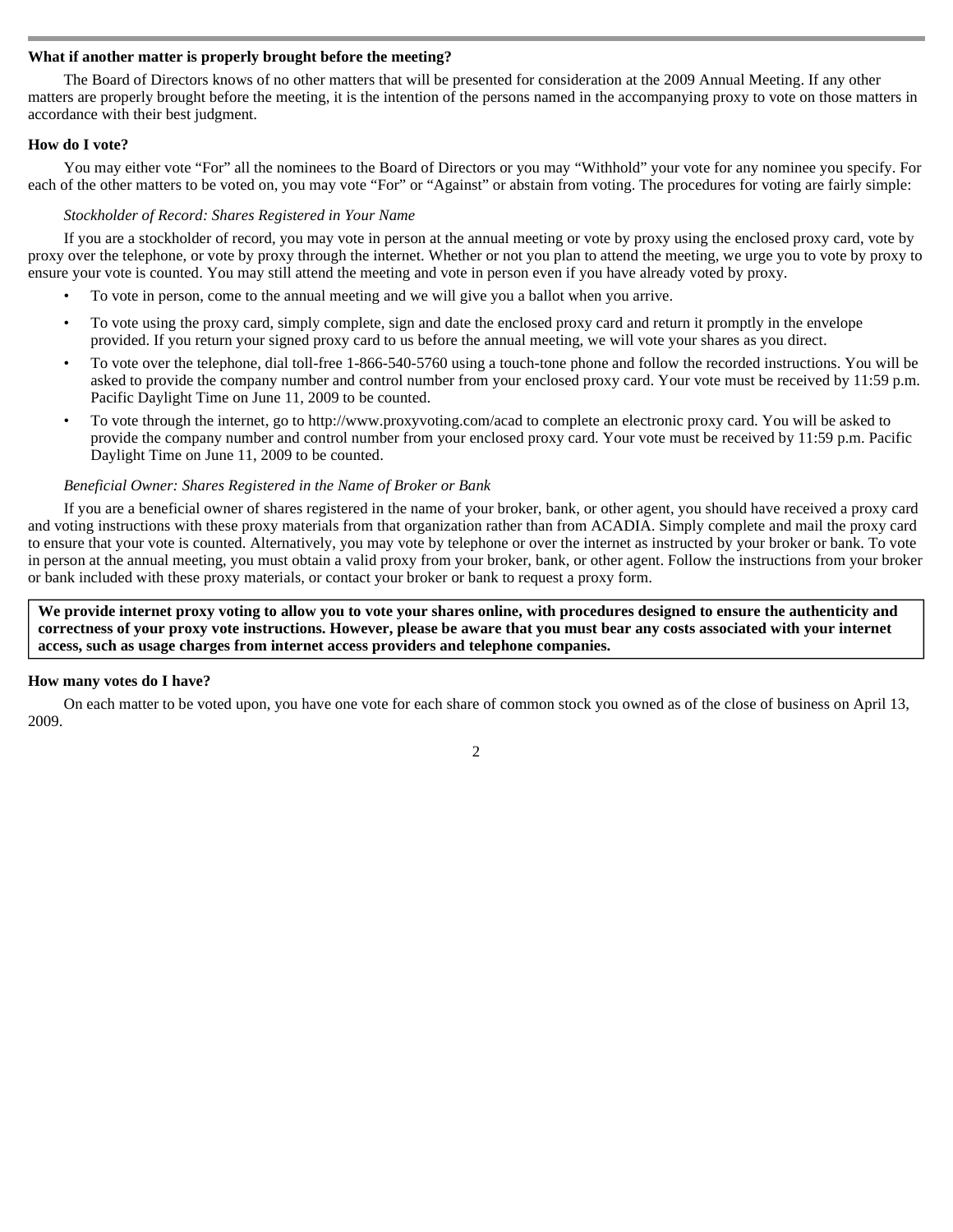**What if another matter is properly brought before the meeting?**

The Board of Directors knows of no other matters that will be presented for consideration at the 2009 Annual Meeting. If any other matters are properly brought before the meeting, it is the intention of the persons named in the accompanying proxy to vote on those matters in accordance with their best judgment.

**How do I vote?**

You may either vote "For" all the nominees to the Board of Directors or you may "Withhold" your vote for any nominee you specify. For each of the other matters to be voted on, you may vote "For" or "Against" or abstain from voting. The procedures for voting are fairly simple:

*Stockholder of Record: Shares Registered in Your Name*

If you are a stockholder of record, you may vote in person at the annual meeting or vote by proxy using the enclosed proxy card, vote by proxy over the telephone, or vote by proxy through the internet. Whether or not you plan to attend the meeting, we urge you to vote by proxy to ensure your vote is counted. You may still attend the meeting and vote in person even if you have already voted by proxy.

- To vote in person, come to the annual meeting and we will give you a ballot when you arrive.
- To vote using the proxy card, simply complete, sign and date the enclosed proxy card and return it promptly in the envelope provided. If you return your signed proxy card to us before the annual meeting, we will vote your shares as you direct.
- To vote over the telephone, dial toll-free 1-866-540-5760 using a touch-tone phone and follow the recorded instructions. You will be asked to provide the company number and control number from your enclosed proxy card. Your vote must be received by 11:59 p.m. Pacific Daylight Time on June 11, 2009 to be counted.
- To vote through the internet, go to http://www.proxyvoting.com/acad to complete an electronic proxy card. You will be asked to provide the company number and control number from your enclosed proxy card. Your vote must be received by 11:59 p.m. Pacific Daylight Time on June 11, 2009 to be counted.

*Beneficial Owner: Shares Registered in the Name of Broker or Bank*

If you are a beneficial owner of shares registered in the name of your broker, bank, or other agent, you should have received a proxy card and voting instructions with these proxy materials from that organization rather than from ACADIA. Simply complete and mail the proxy card to ensure that your vote is counted. Alternatively, you may vote by telephone or over the internet as instructed by your broker or bank. To vote in person at the annual meeting, you must obtain a valid proxy from your broker, bank, or other agent. Follow the instructions from your broker or bank included with these proxy materials, or contact your broker or bank to request a proxy form.

**We provide internet proxy voting to allow you to vote your shares online, with procedures designed to ensure the authenticity and correctness of your proxy vote instructions. However, please be aware that you must bear any costs associated with your internet access, such as usage charges from internet access providers and telephone companies.**

**How many votes do I have?**

On each matter to be voted upon, you have one vote for each share of common stock you owned as of the close of business on April 13, 2009.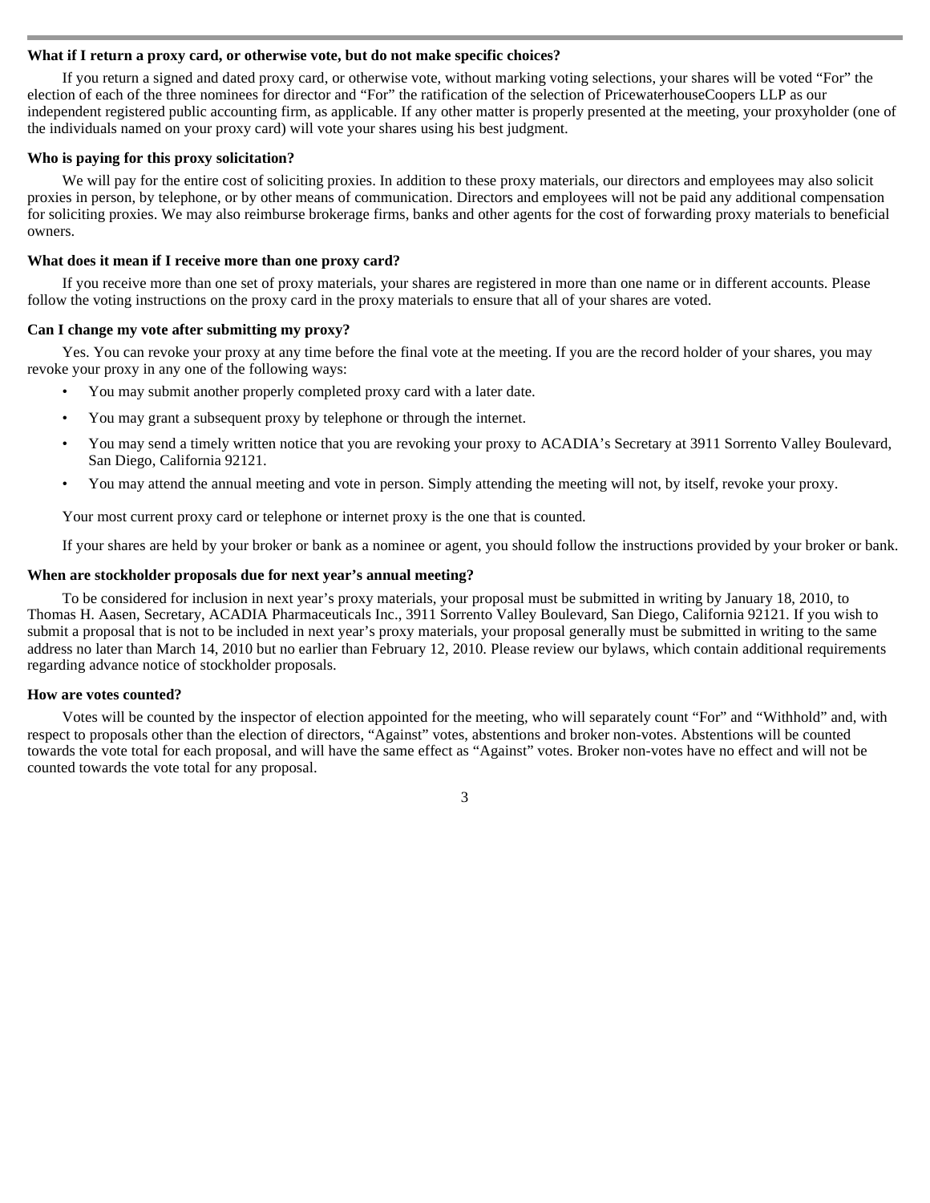**What if I return a proxy card, or otherwise vote, but do not make specific choices?**

If you return a signed and dated proxy card, or otherwise vote, without marking voting selections, your shares will be voted "For" the election of each of the three nominees for director and "For" the ratification of the selection of PricewaterhouseCoopers LLP as our independent registered public accounting firm, as applicable. If any other matter is properly presented at the meeting, your proxyholder (one of the individuals named on your proxy card) will vote your shares using his best judgment.

**Who is paying for this proxy solicitation?**

We will pay for the entire cost of soliciting proxies. In addition to these proxy materials, our directors and employees may also solicit proxies in person, by telephone, or by other means of communication. Directors and employees will not be paid any additional compensation for soliciting proxies. We may also reimburse brokerage firms, banks and other agents for the cost of forwarding proxy materials to beneficial owners.

**What does it mean if I receive more than one proxy card?**

If you receive more than one set of proxy materials, your shares are registered in more than one name or in different accounts. Please follow the voting instructions on the proxy card in the proxy materials to ensure that all of your shares are voted.

**Can I change my vote after submitting my proxy?**

Yes. You can revoke your proxy at any time before the final vote at the meeting. If you are the record holder of your shares, you may revoke your proxy in any one of the following ways:

- You may submit another properly completed proxy card with a later date.
- You may grant a subsequent proxy by telephone or through the internet.
- You may send a timely written notice that you are revoking your proxy to ACADIA's Secretary at 3911 Sorrento Valley Boulevard, San Diego, California 92121.
- You may attend the annual meeting and vote in person. Simply attending the meeting will not, by itself, revoke your proxy.

Your most current proxy card or telephone or internet proxy is the one that is counted.

If your shares are held by your broker or bank as a nominee or agent, you should follow the instructions provided by your broker or bank.

**When are stockholder proposals due for next year's annual meeting?**

To be considered for inclusion in next year's proxy materials, your proposal must be submitted in writing by January 18, 2010, to Thomas H. Aasen, Secretary, ACADIA Pharmaceuticals Inc., 3911 Sorrento Valley Boulevard, San Diego, California 92121. If you wish to submit a proposal that is not to be included in next year's proxy materials, your proposal generally must be submitted in writing to the same address no later than March 14, 2010 but no earlier than February 12, 2010. Please review our bylaws, which contain additional requirements regarding advance notice of stockholder proposals.

**How are votes counted?**

Votes will be counted by the inspector of election appointed for the meeting, who will separately count "For" and "Withhold" and, with respect to proposals other than the election of directors, "Against" votes, abstentions and broker non-votes. Abstentions will be counted towards the vote total for each proposal, and will have the same effect as "Against" votes. Broker non-votes have no effect and will not be counted towards the vote total for any proposal.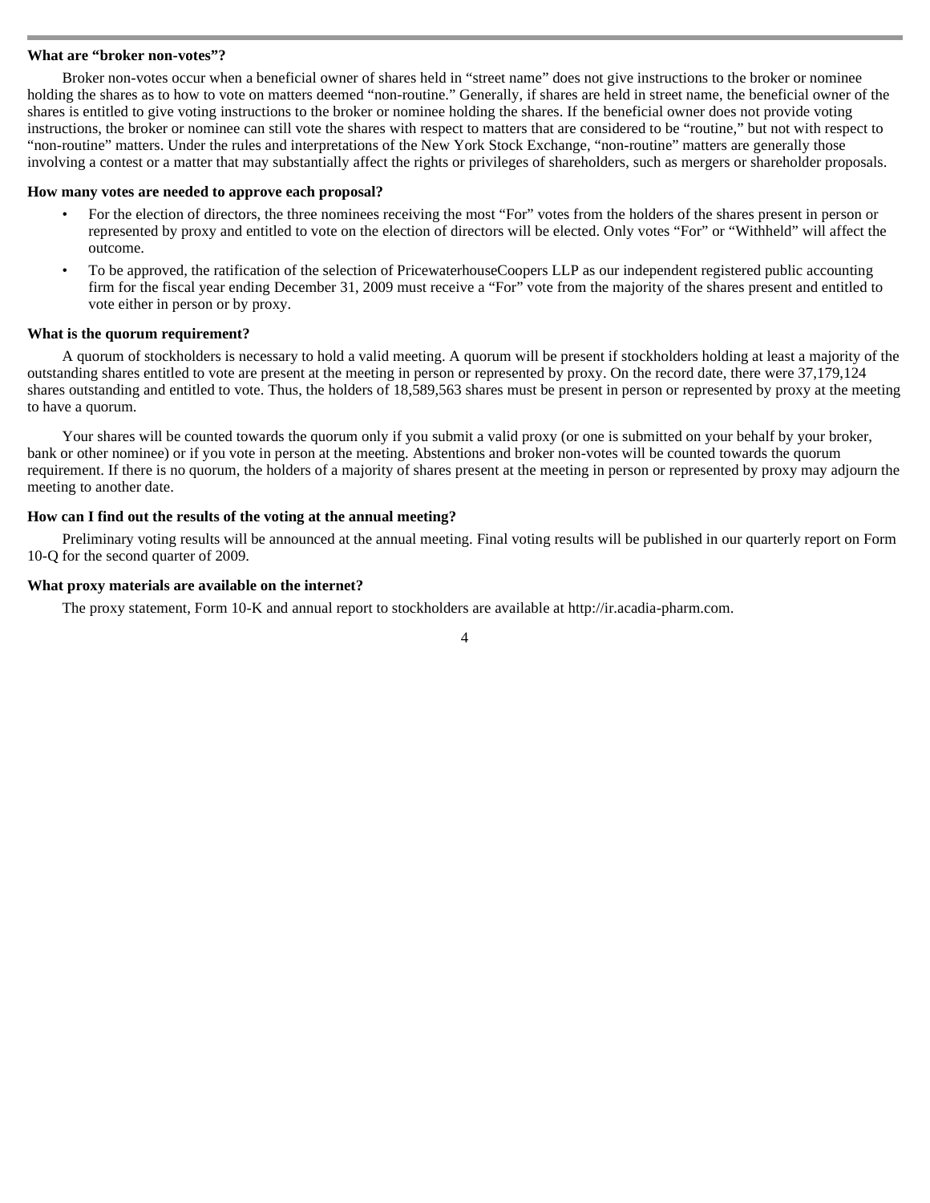**What are “broker non-votes”?**

Broker non-votes occur when a beneficial owner of shares held in “street name” does not give instructions to the broker or nominee holding the shares as to how to vote on matters deemed “non-routine.” Generally, if shares are held in street name, the beneficial owner of the shares is entitled to give voting instructions to the broker or nominee holding the shares. If the beneficial owner does not provide voting instructions, the broker or nominee can still vote the shares with respect to matters that are considered to be “routine,” but not with respect to “non-routine” matters. Under the rules and interpretations of the New York Stock Exchange, “non-routine” matters are generally those involving a contest or a matter that may substantially affect the rights or privileges of shareholders, such as mergers or shareholder proposals.

**How many votes are needed to approve each proposal?**

- For the election of directors, the three nominees receiving the most “For” votes from the holders of the shares present in person or represented by proxy and entitled to vote on the election of directors will be elected. Only votes “For” or “Withheld” will affect the outcome.
- To be approved, the ratification of the selection of PricewaterhouseCoopers LLP as our independent registered public accounting firm for the fiscal year ending December 31, 2009 must receive a “For” vote from the majority of the shares present and entitled to vote either in person or by proxy.

**What is the quorum requirement?**

A quorum of stockholders is necessary to hold a valid meeting. A quorum will be present if stockholders holding at least a majority of the outstanding shares entitled to vote are present at the meeting in person or represented by proxy. On the record date, there were 37,179,124 shares outstanding and entitled to vote. Thus, the holders of 18,589,563 shares must be present in person or represented by proxy at the meeting to have a quorum.

Your shares will be counted towards the quorum only if you submit a valid proxy (or one is submitted on your behalf by your broker, bank or other nominee) or if you vote in person at the meeting. Abstentions and broker non-votes will be counted towards the quorum requirement. If there is no quorum, the holders of a majority of shares present at the meeting in person or represented by proxy may adjourn the meeting to another date.

**How can I find out the results of the voting at the annual meeting?**

Preliminary voting results will be announced at the annual meeting. Final voting results will be published in our quarterly report on Form 10-Q for the second quarter of 2009.

**What proxy materials are available on the internet?**

The proxy statement, Form 10-K and annual report to stockholders are available at http://ir.acadia-pharm.com.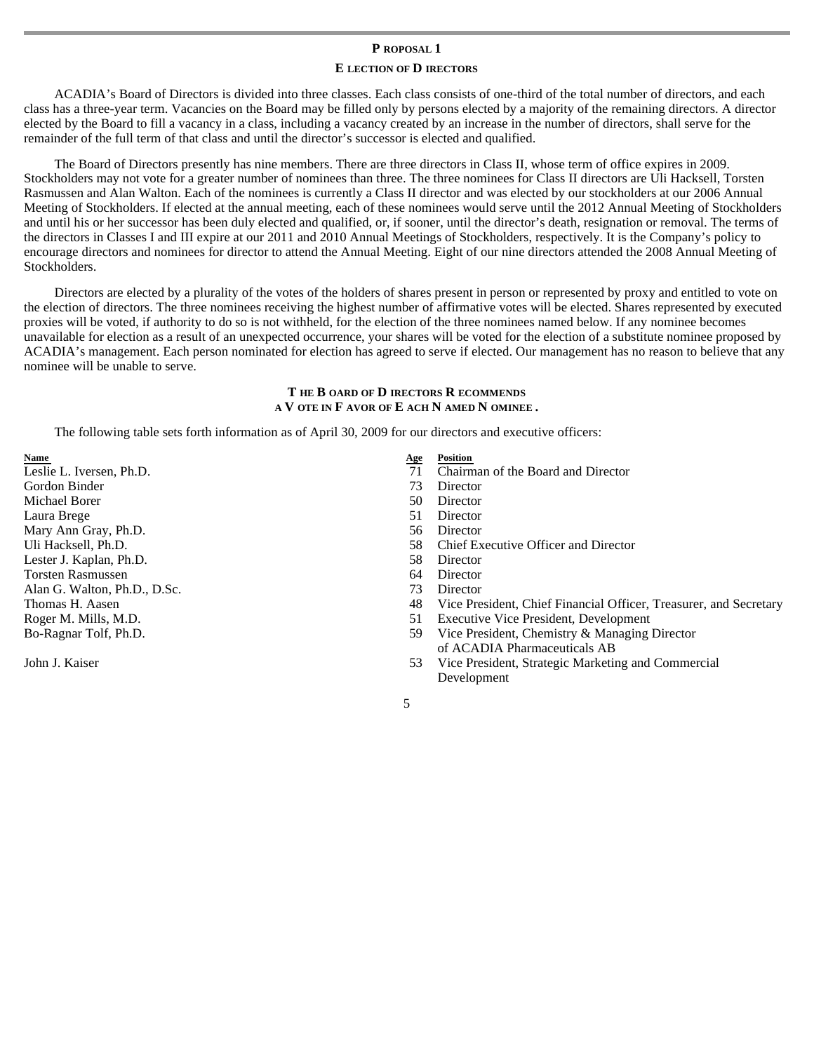## PROPOSAL 1

### ELECTION OF DIRECTORS

ACADIA's Board of Directors is divided into three classes. Each class consists of one-third of the total number of directors, and each class has a three-year term. Vacancies on the Board may be filled only by persons elected by a majority of the remaining directors. A director elected by the Board to fill a vacancy in a class, including a vacancy created by an increase in the number of directors, shall serve for the remainder of the full term of that class and until the director's successor is elected and qualified.

The Board of Directors presently has nine members. There are three directors in Class II, whose term of office expires in 2009. Stockholders may not vote for a greater number of nominees than three. The three nominees for Class II directors are Uli Hacksell, Torsten Rasmussen and Alan Walton. Each of the nominees is currently a Class II director and was elected by our stockholders at our 2006 Annual Meeting of Stockholders. If elected at the annual meeting, each of these nominees would serve until the 2012 Annual Meeting of Stockholders and until his or her successor has been duly elected and qualified, or, if sooner, until the director's death, resignation or removal. The terms of the directors in Classes I and III expire at our 2011 and 2010 Annual Meetings of Stockholders, respectively. It is the Company's policy to encourage directors and nominees for director to attend the Annual Meeting. Eight of our nine directors attended the 2008 Annual Meeting of Stockholders.

Directors are elected by a plurality of the votes of the holders of shares present in person or represented by proxy and entitled to vote on the election of directors. The three nominees receiving the highest number of affirmative votes will be elected. Shares represented by executed proxies will be voted, if authority to do so is not withheld, for the election of the three nominees named below. If any nominee becomes unavailable for election as a result of an unexpected occurrence, your shares will be voted for the election of a substitute nominee proposed by ACADIA's management. Each person nominated for election has agreed to serve if elected. Our management has no reason to believe that any nominee will be unable to serve.

**THE BOARD OF DIRECTORS RECOMMENDS A VOTE IN FAVOR OF EACH NAMED NOMINEE.**

The following table sets forth information as of April 30, 2009 for our directors and executive officers:

| Name | Age | Position |
|---|---|---|
| Leslie L. Iversen, Ph.D. | 71 | Chairman of the Board and Director |
| Gordon Binder | 73 | Director |
| Michael Borer | 50 | Director |
| Laura Brege | 51 | Director |
| Mary Ann Gray, Ph.D. | 56 | Director |
| Uli Hacksell, Ph.D. | 58 | Chief Executive Officer and Director |
| Lester J. Kaplan, Ph.D. | 58 | Director |
| Torsten Rasmussen | 64 | Director |
| Alan G. Walton, Ph.D., D.Sc. | 73 | Director |
| Thomas H. Aasen | 48 | Vice President, Chief Financial Officer, Treasurer, and Secretary |
| Roger M. Mills, M.D. | 51 | Executive Vice President, Development |
| Bo-Ragnar Tolf, Ph.D. | 59 | Vice President, Chemistry & Managing Director of ACADIA Pharmaceuticals AB |
| John J. Kaiser | 53 | Vice President, Strategic Marketing and Commercial Development |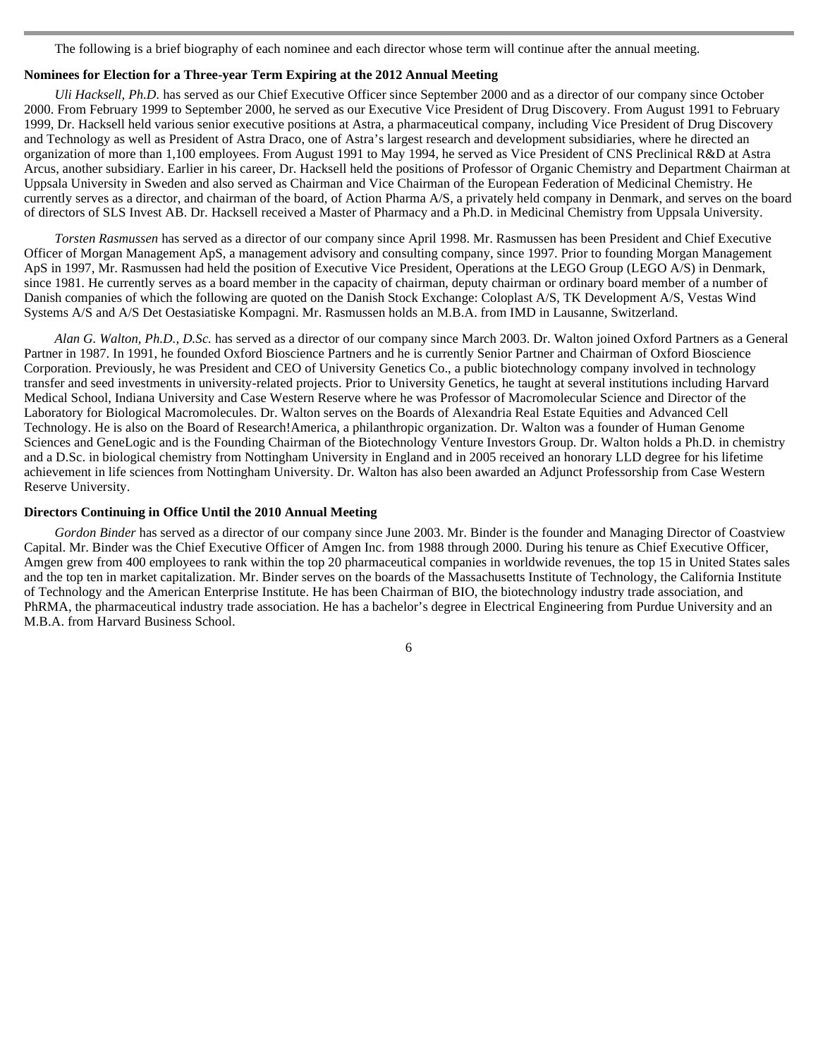The following is a brief biography of each nominee and each director whose term will continue after the annual meeting.

**Nominees for Election for a Three-year Term Expiring at the 2012 Annual Meeting**

*Uli Hacksell, Ph.D.* has served as our Chief Executive Officer since September 2000 and as a director of our company since October 2000. From February 1999 to September 2000, he served as our Executive Vice President of Drug Discovery. From August 1991 to February 1999, Dr. Hacksell held various senior executive positions at Astra, a pharmaceutical company, including Vice President of Drug Discovery and Technology as well as President of Astra Draco, one of Astra's largest research and development subsidiaries, where he directed an organization of more than 1,100 employees. From August 1991 to May 1994, he served as Vice President of CNS Preclinical R&D at Astra Arcus, another subsidiary. Earlier in his career, Dr. Hacksell held the positions of Professor of Organic Chemistry and Department Chairman at Uppsala University in Sweden and also served as Chairman and Vice Chairman of the European Federation of Medicinal Chemistry. He currently serves as a director, and chairman of the board, of Action Pharma A/S, a privately held company in Denmark, and serves on the board of directors of SLS Invest AB. Dr. Hacksell received a Master of Pharmacy and a Ph.D. in Medicinal Chemistry from Uppsala University.

*Torsten Rasmussen* has served as a director of our company since April 1998. Mr. Rasmussen has been President and Chief Executive Officer of Morgan Management ApS, a management advisory and consulting company, since 1997. Prior to founding Morgan Management ApS in 1997, Mr. Rasmussen had held the position of Executive Vice President, Operations at the LEGO Group (LEGO A/S) in Denmark, since 1981. He currently serves as a board member in the capacity of chairman, deputy chairman or ordinary board member of a number of Danish companies of which the following are quoted on the Danish Stock Exchange: Coloplast A/S, TK Development A/S, Vestas Wind Systems A/S and A/S Det Oestasiatiske Kompagni. Mr. Rasmussen holds an M.B.A. from IMD in Lausanne, Switzerland.

*Alan G. Walton, Ph.D., D.Sc.* has served as a director of our company since March 2003. Dr. Walton joined Oxford Partners as a General Partner in 1987. In 1991, he founded Oxford Bioscience Partners and he is currently Senior Partner and Chairman of Oxford Bioscience Corporation. Previously, he was President and CEO of University Genetics Co., a public biotechnology company involved in technology transfer and seed investments in university-related projects. Prior to University Genetics, he taught at several institutions including Harvard Medical School, Indiana University and Case Western Reserve where he was Professor of Macromolecular Science and Director of the Laboratory for Biological Macromolecules. Dr. Walton serves on the Boards of Alexandria Real Estate Equities and Advanced Cell Technology. He is also on the Board of Research!America, a philanthropic organization. Dr. Walton was a founder of Human Genome Sciences and GeneLogic and is the Founding Chairman of the Biotechnology Venture Investors Group. Dr. Walton holds a Ph.D. in chemistry and a D.Sc. in biological chemistry from Nottingham University in England and in 2005 received an honorary LLD degree for his lifetime achievement in life sciences from Nottingham University. Dr. Walton has also been awarded an Adjunct Professorship from Case Western Reserve University.

**Directors Continuing in Office Until the 2010 Annual Meeting**

*Gordon Binder* has served as a director of our company since June 2003. Mr. Binder is the founder and Managing Director of Coastview Capital. Mr. Binder was the Chief Executive Officer of Amgen Inc. from 1988 through 2000. During his tenure as Chief Executive Officer, Amgen grew from 400 employees to rank within the top 20 pharmaceutical companies in worldwide revenues, the top 15 in United States sales and the top ten in market capitalization. Mr. Binder serves on the boards of the Massachusetts Institute of Technology, the California Institute of Technology and the American Enterprise Institute. He has been Chairman of BIO, the biotechnology industry trade association, and PhRMA, the pharmaceutical industry trade association. He has a bachelor's degree in Electrical Engineering from Purdue University and an M.B.A. from Harvard Business School.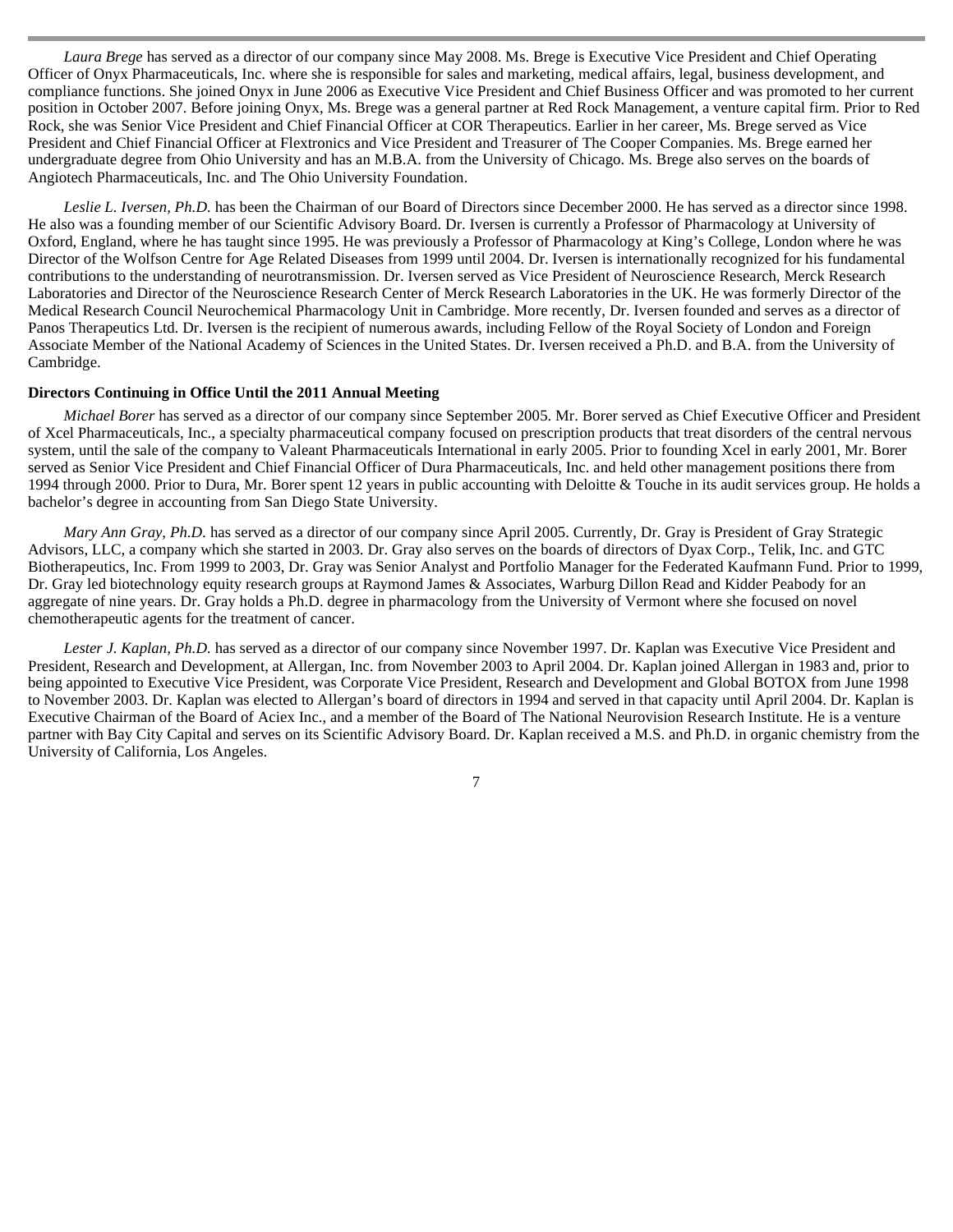*Laura Brege* has served as a director of our company since May 2008. Ms. Brege is Executive Vice President and Chief Operating Officer of Onyx Pharmaceuticals, Inc. where she is responsible for sales and marketing, medical affairs, legal, business development, and compliance functions. She joined Onyx in June 2006 as Executive Vice President and Chief Business Officer and was promoted to her current position in October 2007. Before joining Onyx, Ms. Brege was a general partner at Red Rock Management, a venture capital firm. Prior to Red Rock, she was Senior Vice President and Chief Financial Officer at COR Therapeutics. Earlier in her career, Ms. Brege served as Vice President and Chief Financial Officer at Flextronics and Vice President and Treasurer of The Cooper Companies. Ms. Brege earned her undergraduate degree from Ohio University and has an M.B.A. from the University of Chicago. Ms. Brege also serves on the boards of Angiotech Pharmaceuticals, Inc. and The Ohio University Foundation.

*Leslie L. Iversen, Ph.D.* has been the Chairman of our Board of Directors since December 2000. He has served as a director since 1998. He also was a founding member of our Scientific Advisory Board. Dr. Iversen is currently a Professor of Pharmacology at University of Oxford, England, where he has taught since 1995. He was previously a Professor of Pharmacology at King's College, London where he was Director of the Wolfson Centre for Age Related Diseases from 1999 until 2004. Dr. Iversen is internationally recognized for his fundamental contributions to the understanding of neurotransmission. Dr. Iversen served as Vice President of Neuroscience Research, Merck Research Laboratories and Director of the Neuroscience Research Center of Merck Research Laboratories in the UK. He was formerly Director of the Medical Research Council Neurochemical Pharmacology Unit in Cambridge. More recently, Dr. Iversen founded and serves as a director of Panos Therapeutics Ltd. Dr. Iversen is the recipient of numerous awards, including Fellow of the Royal Society of London and Foreign Associate Member of the National Academy of Sciences in the United States. Dr. Iversen received a Ph.D. and B.A. from the University of Cambridge.

**Directors Continuing in Office Until the 2011 Annual Meeting**

*Michael Borer* has served as a director of our company since September 2005. Mr. Borer served as Chief Executive Officer and President of Xcel Pharmaceuticals, Inc., a specialty pharmaceutical company focused on prescription products that treat disorders of the central nervous system, until the sale of the company to Valeant Pharmaceuticals International in early 2005. Prior to founding Xcel in early 2001, Mr. Borer served as Senior Vice President and Chief Financial Officer of Dura Pharmaceuticals, Inc. and held other management positions there from 1994 through 2000. Prior to Dura, Mr. Borer spent 12 years in public accounting with Deloitte & Touche in its audit services group. He holds a bachelor's degree in accounting from San Diego State University.

*Mary Ann Gray, Ph.D.* has served as a director of our company since April 2005. Currently, Dr. Gray is President of Gray Strategic Advisors, LLC, a company which she started in 2003. Dr. Gray also serves on the boards of directors of Dyax Corp., Telik, Inc. and GTC Biotherapeutics, Inc. From 1999 to 2003, Dr. Gray was Senior Analyst and Portfolio Manager for the Federated Kaufmann Fund. Prior to 1999, Dr. Gray led biotechnology equity research groups at Raymond James & Associates, Warburg Dillon Read and Kidder Peabody for an aggregate of nine years. Dr. Gray holds a Ph.D. degree in pharmacology from the University of Vermont where she focused on novel chemotherapeutic agents for the treatment of cancer.

*Lester J. Kaplan, Ph.D.* has served as a director of our company since November 1997. Dr. Kaplan was Executive Vice President and President, Research and Development, at Allergan, Inc. from November 2003 to April 2004. Dr. Kaplan joined Allergan in 1983 and, prior to being appointed to Executive Vice President, was Corporate Vice President, Research and Development and Global BOTOX from June 1998 to November 2003. Dr. Kaplan was elected to Allergan's board of directors in 1994 and served in that capacity until April 2004. Dr. Kaplan is Executive Chairman of the Board of Aciex Inc., and a member of the Board of The National Neurovision Research Institute. He is a venture partner with Bay City Capital and serves on its Scientific Advisory Board. Dr. Kaplan received a M.S. and Ph.D. in organic chemistry from the University of California, Los Angeles.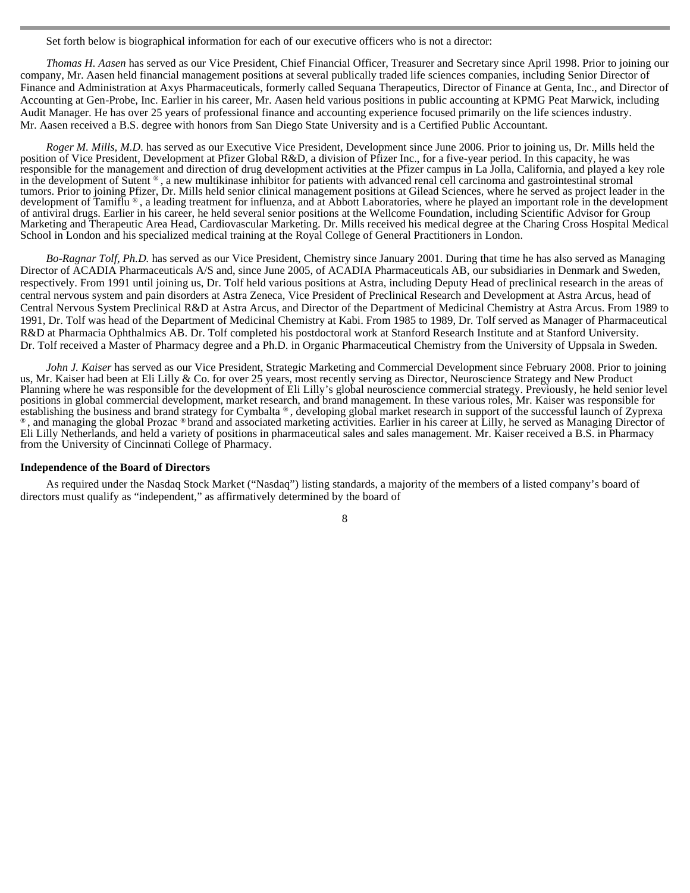Set forth below is biographical information for each of our executive officers who is not a director:

*Thomas H. Aasen* has served as our Vice President, Chief Financial Officer, Treasurer and Secretary since April 1998. Prior to joining our company, Mr. Aasen held financial management positions at several publically traded life sciences companies, including Senior Director of Finance and Administration at Axys Pharmaceuticals, formerly called Sequana Therapeutics, Director of Finance at Genta, Inc., and Director of Accounting at Gen-Probe, Inc. Earlier in his career, Mr. Aasen held various positions in public accounting at KPMG Peat Marwick, including Audit Manager. He has over 25 years of professional finance and accounting experience focused primarily on the life sciences industry. Mr. Aasen received a B.S. degree with honors from San Diego State University and is a Certified Public Accountant.

*Roger M. Mills, M.D.* has served as our Executive Vice President, Development since June 2006. Prior to joining us, Dr. Mills held the position of Vice President, Development at Pfizer Global R&D, a division of Pfizer Inc., for a five-year period. In this capacity, he was responsible for the management and direction of drug development activities at the Pfizer campus in La Jolla, California, and played a key role in the development of Sutent ®, a new multikinase inhibitor for patients with advanced renal cell carcinoma and gastrointestinal stromal tumors. Prior to joining Pfizer, Dr. Mills held senior clinical management positions at Gilead Sciences, where he served as project leader in the development of Tamiflu ®, a leading treatment for influenza, and at Abbott Laboratories, where he played an important role in the development of antiviral drugs. Earlier in his career, he held several senior positions at the Wellcome Foundation, including Scientific Advisor for Group Marketing and Therapeutic Area Head, Cardiovascular Marketing. Dr. Mills received his medical degree at the Charing Cross Hospital Medical School in London and his specialized medical training at the Royal College of General Practitioners in London.

*Bo-Ragnar Tolf, Ph.D.* has served as our Vice President, Chemistry since January 2001. During that time he has also served as Managing Director of ACADIA Pharmaceuticals A/S and, since June 2005, of ACADIA Pharmaceuticals AB, our subsidiaries in Denmark and Sweden, respectively. From 1991 until joining us, Dr. Tolf held various positions at Astra, including Deputy Head of preclinical research in the areas of central nervous system and pain disorders at Astra Zeneca, Vice President of Preclinical Research and Development at Astra Arcus, head of Central Nervous System Preclinical R&D at Astra Arcus, and Director of the Department of Medicinal Chemistry at Astra Arcus. From 1989 to 1991, Dr. Tolf was head of the Department of Medicinal Chemistry at Kabi. From 1985 to 1989, Dr. Tolf served as Manager of Pharmaceutical R&D at Pharmacia Ophthalmics AB. Dr. Tolf completed his postdoctoral work at Stanford Research Institute and at Stanford University. Dr. Tolf received a Master of Pharmacy degree and a Ph.D. in Organic Pharmaceutical Chemistry from the University of Uppsala in Sweden.

*John J. Kaiser* has served as our Vice President, Strategic Marketing and Commercial Development since February 2008. Prior to joining us, Mr. Kaiser had been at Eli Lilly & Co. for over 25 years, most recently serving as Director, Neuroscience Strategy and New Product Planning where he was responsible for the development of Eli Lilly's global neuroscience commercial strategy. Previously, he held senior level positions in global commercial development, market research, and brand management. In these various roles, Mr. Kaiser was responsible for establishing the business and brand strategy for Cymbalta ®, developing global market research in support of the successful launch of Zyprexa ®, and managing the global Prozac ® brand and associated marketing activities. Earlier in his career at Lilly, he served as Managing Director of Eli Lilly Netherlands, and held a variety of positions in pharmaceutical sales and sales management. Mr. Kaiser received a B.S. in Pharmacy from the University of Cincinnati College of Pharmacy.

**Independence of the Board of Directors**

As required under the Nasdaq Stock Market ("Nasdaq") listing standards, a majority of the members of a listed company's board of directors must qualify as "independent," as affirmatively determined by the board of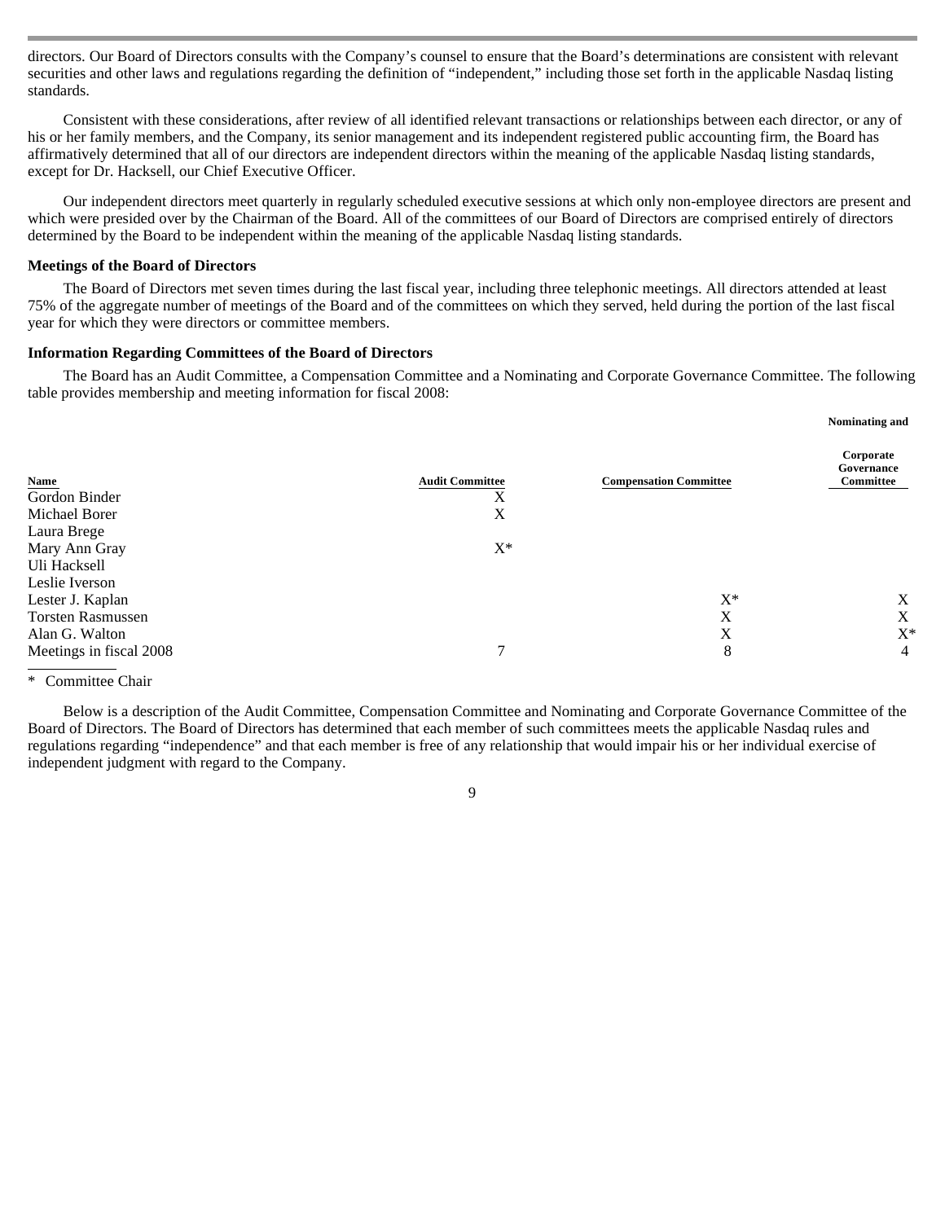directors. Our Board of Directors consults with the Company's counsel to ensure that the Board's determinations are consistent with relevant securities and other laws and regulations regarding the definition of "independent," including those set forth in the applicable Nasdaq listing standards.

Consistent with these considerations, after review of all identified relevant transactions or relationships between each director, or any of his or her family members, and the Company, its senior management and its independent registered public accounting firm, the Board has affirmatively determined that all of our directors are independent directors within the meaning of the applicable Nasdaq listing standards, except for Dr. Hacksell, our Chief Executive Officer.

Our independent directors meet quarterly in regularly scheduled executive sessions at which only non-employee directors are present and which were presided over by the Chairman of the Board. All of the committees of our Board of Directors are comprised entirely of directors determined by the Board to be independent within the meaning of the applicable Nasdaq listing standards.

**Meetings of the Board of Directors**

The Board of Directors met seven times during the last fiscal year, including three telephonic meetings. All directors attended at least 75% of the aggregate number of meetings of the Board and of the committees on which they served, held during the portion of the last fiscal year for which they were directors or committee members.

**Information Regarding Committees of the Board of Directors**

The Board has an Audit Committee, a Compensation Committee and a Nominating and Corporate Governance Committee. The following table provides membership and meeting information for fiscal 2008:

| Name | Audit Committee | Compensation Committee | Nominating and Corporate Governance Committee |
|---|---|---|---|
| Gordon Binder | X | | |
| Michael Borer | X | | |
| Laura Brege | | | |
| Mary Ann Gray | X* | | |
| Uli Hacksell | | | |
| Leslie Iverson | | | |
| Lester J. Kaplan | | X* | X |
| Torsten Rasmussen | | X | X |
| Alan G. Walton | | X | X* |
| Meetings in fiscal 2008 | 7 | 8 | 4 |

\* Committee Chair

Below is a description of the Audit Committee, Compensation Committee and Nominating and Corporate Governance Committee of the Board of Directors. The Board of Directors has determined that each member of such committees meets the applicable Nasdaq rules and regulations regarding "independence" and that each member is free of any relationship that would impair his or her individual exercise of independent judgment with regard to the Company.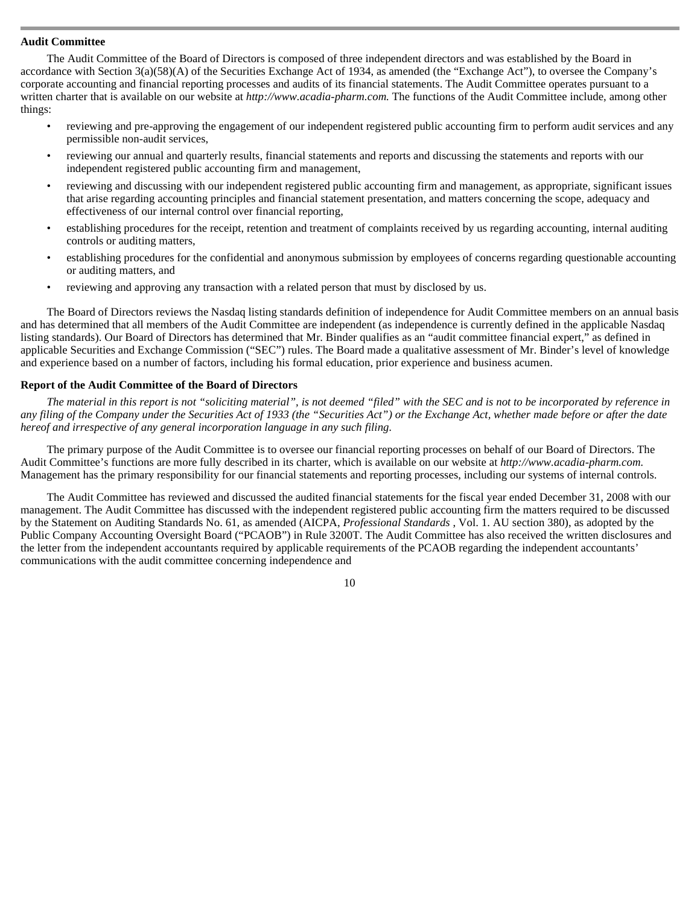### Audit Committee

The Audit Committee of the Board of Directors is composed of three independent directors and was established by the Board in accordance with Section 3(a)(58)(A) of the Securities Exchange Act of 1934, as amended (the "Exchange Act"), to oversee the Company's corporate accounting and financial reporting processes and audits of its financial statements. The Audit Committee operates pursuant to a written charter that is available on our website at *http://www.acadia-pharm.com.* The functions of the Audit Committee include, among other things:

- reviewing and pre-approving the engagement of our independent registered public accounting firm to perform audit services and any permissible non-audit services,
- reviewing our annual and quarterly results, financial statements and reports and discussing the statements and reports with our independent registered public accounting firm and management,
- reviewing and discussing with our independent registered public accounting firm and management, as appropriate, significant issues that arise regarding accounting principles and financial statement presentation, and matters concerning the scope, adequacy and effectiveness of our internal control over financial reporting,
- establishing procedures for the receipt, retention and treatment of complaints received by us regarding accounting, internal auditing controls or auditing matters,
- establishing procedures for the confidential and anonymous submission by employees of concerns regarding questionable accounting or auditing matters, and
- reviewing and approving any transaction with a related person that must by disclosed by us.

The Board of Directors reviews the Nasdaq listing standards definition of independence for Audit Committee members on an annual basis and has determined that all members of the Audit Committee are independent (as independence is currently defined in the applicable Nasdaq listing standards). Our Board of Directors has determined that Mr. Binder qualifies as an "audit committee financial expert," as defined in applicable Securities and Exchange Commission ("SEC") rules. The Board made a qualitative assessment of Mr. Binder's level of knowledge and experience based on a number of factors, including his formal education, prior experience and business acumen.

### Report of the Audit Committee of the Board of Directors

*The material in this report is not "soliciting material", is not deemed "filed" with the SEC and is not to be incorporated by reference in any filing of the Company under the Securities Act of 1933 (the "Securities Act") or the Exchange Act, whether made before or after the date hereof and irrespective of any general incorporation language in any such filing.*

The primary purpose of the Audit Committee is to oversee our financial reporting processes on behalf of our Board of Directors. The Audit Committee's functions are more fully described in its charter, which is available on our website at *http://www.acadia-pharm.com.* Management has the primary responsibility for our financial statements and reporting processes, including our systems of internal controls.

The Audit Committee has reviewed and discussed the audited financial statements for the fiscal year ended December 31, 2008 with our management. The Audit Committee has discussed with the independent registered public accounting firm the matters required to be discussed by the Statement on Auditing Standards No. 61, as amended (AICPA, *Professional Standards* , Vol. 1. AU section 380), as adopted by the Public Company Accounting Oversight Board ("PCAOB") in Rule 3200T. The Audit Committee has also received the written disclosures and the letter from the independent accountants required by applicable requirements of the PCAOB regarding the independent accountants' communications with the audit committee concerning independence and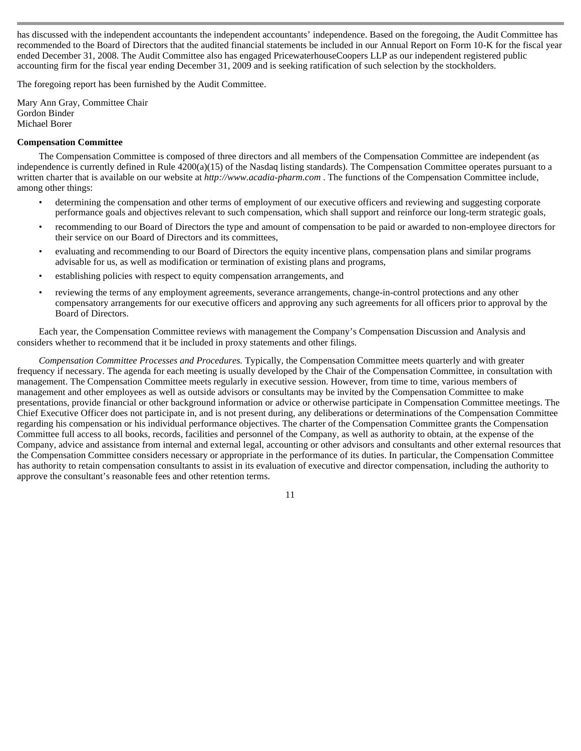has discussed with the independent accountants the independent accountants' independence. Based on the foregoing, the Audit Committee has recommended to the Board of Directors that the audited financial statements be included in our Annual Report on Form 10-K for the fiscal year ended December 31, 2008. The Audit Committee also has engaged PricewaterhouseCoopers LLP as our independent registered public accounting firm for the fiscal year ending December 31, 2009 and is seeking ratification of such selection by the stockholders.

The foregoing report has been furnished by the Audit Committee.

Mary Ann Gray, Committee Chair
Gordon Binder
Michael Borer

**Compensation Committee**

The Compensation Committee is composed of three directors and all members of the Compensation Committee are independent (as independence is currently defined in Rule 4200(a)(15) of the Nasdaq listing standards). The Compensation Committee operates pursuant to a written charter that is available on our website at *http://www.acadia-pharm.com* . The functions of the Compensation Committee include, among other things:

- determining the compensation and other terms of employment of our executive officers and reviewing and suggesting corporate performance goals and objectives relevant to such compensation, which shall support and reinforce our long-term strategic goals,
- recommending to our Board of Directors the type and amount of compensation to be paid or awarded to non-employee directors for their service on our Board of Directors and its committees,
- evaluating and recommending to our Board of Directors the equity incentive plans, compensation plans and similar programs advisable for us, as well as modification or termination of existing plans and programs,
- establishing policies with respect to equity compensation arrangements, and
- reviewing the terms of any employment agreements, severance arrangements, change-in-control protections and any other compensatory arrangements for our executive officers and approving any such agreements for all officers prior to approval by the Board of Directors.

Each year, the Compensation Committee reviews with management the Company's Compensation Discussion and Analysis and considers whether to recommend that it be included in proxy statements and other filings.

*Compensation Committee Processes and Procedures.* Typically, the Compensation Committee meets quarterly and with greater frequency if necessary. The agenda for each meeting is usually developed by the Chair of the Compensation Committee, in consultation with management. The Compensation Committee meets regularly in executive session. However, from time to time, various members of management and other employees as well as outside advisors or consultants may be invited by the Compensation Committee to make presentations, provide financial or other background information or advice or otherwise participate in Compensation Committee meetings. The Chief Executive Officer does not participate in, and is not present during, any deliberations or determinations of the Compensation Committee regarding his compensation or his individual performance objectives. The charter of the Compensation Committee grants the Compensation Committee full access to all books, records, facilities and personnel of the Company, as well as authority to obtain, at the expense of the Company, advice and assistance from internal and external legal, accounting or other advisors and consultants and other external resources that the Compensation Committee considers necessary or appropriate in the performance of its duties. In particular, the Compensation Committee has authority to retain compensation consultants to assist in its evaluation of executive and director compensation, including the authority to approve the consultant's reasonable fees and other retention terms.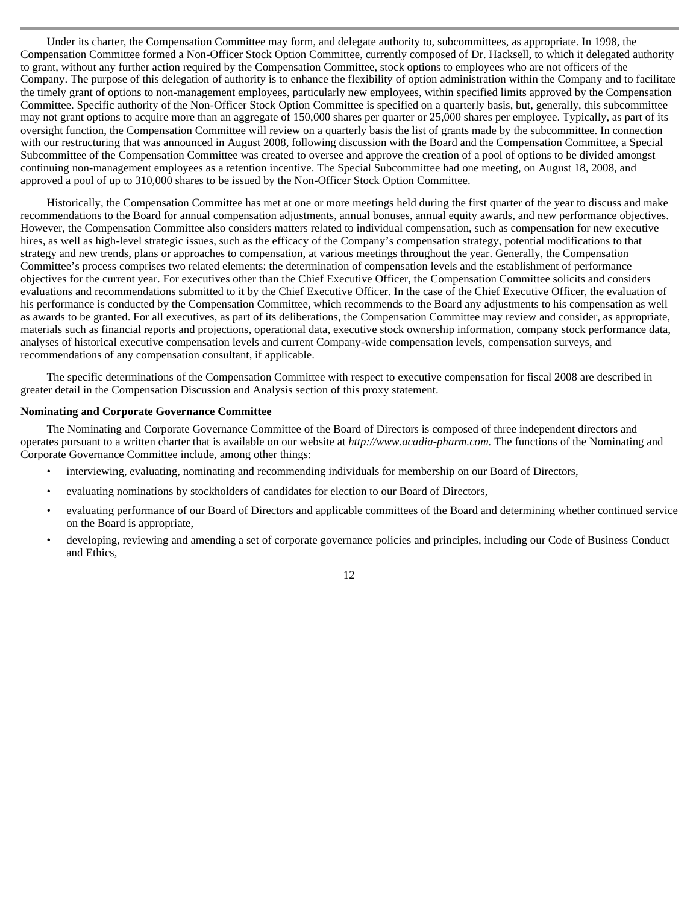Under its charter, the Compensation Committee may form, and delegate authority to, subcommittees, as appropriate. In 1998, the Compensation Committee formed a Non-Officer Stock Option Committee, currently composed of Dr. Hacksell, to which it delegated authority to grant, without any further action required by the Compensation Committee, stock options to employees who are not officers of the Company. The purpose of this delegation of authority is to enhance the flexibility of option administration within the Company and to facilitate the timely grant of options to non-management employees, particularly new employees, within specified limits approved by the Compensation Committee. Specific authority of the Non-Officer Stock Option Committee is specified on a quarterly basis, but, generally, this subcommittee may not grant options to acquire more than an aggregate of 150,000 shares per quarter or 25,000 shares per employee. Typically, as part of its oversight function, the Compensation Committee will review on a quarterly basis the list of grants made by the subcommittee. In connection with our restructuring that was announced in August 2008, following discussion with the Board and the Compensation Committee, a Special Subcommittee of the Compensation Committee was created to oversee and approve the creation of a pool of options to be divided amongst continuing non-management employees as a retention incentive. The Special Subcommittee had one meeting, on August 18, 2008, and approved a pool of up to 310,000 shares to be issued by the Non-Officer Stock Option Committee.

Historically, the Compensation Committee has met at one or more meetings held during the first quarter of the year to discuss and make recommendations to the Board for annual compensation adjustments, annual bonuses, annual equity awards, and new performance objectives. However, the Compensation Committee also considers matters related to individual compensation, such as compensation for new executive hires, as well as high-level strategic issues, such as the efficacy of the Company's compensation strategy, potential modifications to that strategy and new trends, plans or approaches to compensation, at various meetings throughout the year. Generally, the Compensation Committee's process comprises two related elements: the determination of compensation levels and the establishment of performance objectives for the current year. For executives other than the Chief Executive Officer, the Compensation Committee solicits and considers evaluations and recommendations submitted to it by the Chief Executive Officer. In the case of the Chief Executive Officer, the evaluation of his performance is conducted by the Compensation Committee, which recommends to the Board any adjustments to his compensation as well as awards to be granted. For all executives, as part of its deliberations, the Compensation Committee may review and consider, as appropriate, materials such as financial reports and projections, operational data, executive stock ownership information, company stock performance data, analyses of historical executive compensation levels and current Company-wide compensation levels, compensation surveys, and recommendations of any compensation consultant, if applicable.

The specific determinations of the Compensation Committee with respect to executive compensation for fiscal 2008 are described in greater detail in the Compensation Discussion and Analysis section of this proxy statement.

**Nominating and Corporate Governance Committee**

The Nominating and Corporate Governance Committee of the Board of Directors is composed of three independent directors and operates pursuant to a written charter that is available on our website at *http://www.acadia-pharm.com.* The functions of the Nominating and Corporate Governance Committee include, among other things:

- interviewing, evaluating, nominating and recommending individuals for membership on our Board of Directors,
- evaluating nominations by stockholders of candidates for election to our Board of Directors,
- evaluating performance of our Board of Directors and applicable committees of the Board and determining whether continued service on the Board is appropriate,
- developing, reviewing and amending a set of corporate governance policies and principles, including our Code of Business Conduct and Ethics,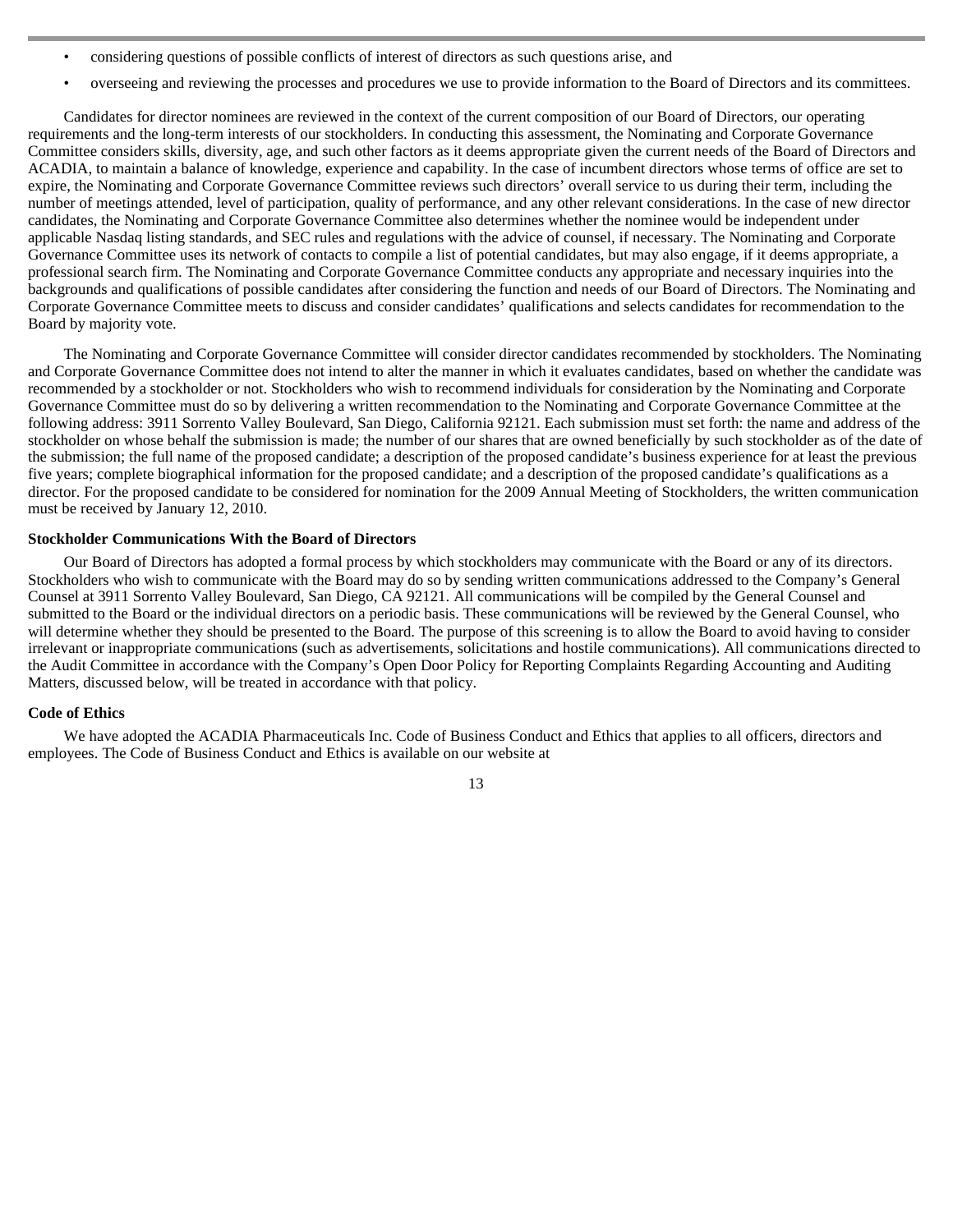- considering questions of possible conflicts of interest of directors as such questions arise, and
- overseeing and reviewing the processes and procedures we use to provide information to the Board of Directors and its committees.

Candidates for director nominees are reviewed in the context of the current composition of our Board of Directors, our operating requirements and the long-term interests of our stockholders. In conducting this assessment, the Nominating and Corporate Governance Committee considers skills, diversity, age, and such other factors as it deems appropriate given the current needs of the Board of Directors and ACADIA, to maintain a balance of knowledge, experience and capability. In the case of incumbent directors whose terms of office are set to expire, the Nominating and Corporate Governance Committee reviews such directors' overall service to us during their term, including the number of meetings attended, level of participation, quality of performance, and any other relevant considerations. In the case of new director candidates, the Nominating and Corporate Governance Committee also determines whether the nominee would be independent under applicable Nasdaq listing standards, and SEC rules and regulations with the advice of counsel, if necessary. The Nominating and Corporate Governance Committee uses its network of contacts to compile a list of potential candidates, but may also engage, if it deems appropriate, a professional search firm. The Nominating and Corporate Governance Committee conducts any appropriate and necessary inquiries into the backgrounds and qualifications of possible candidates after considering the function and needs of our Board of Directors. The Nominating and Corporate Governance Committee meets to discuss and consider candidates' qualifications and selects candidates for recommendation to the Board by majority vote.

The Nominating and Corporate Governance Committee will consider director candidates recommended by stockholders. The Nominating and Corporate Governance Committee does not intend to alter the manner in which it evaluates candidates, based on whether the candidate was recommended by a stockholder or not. Stockholders who wish to recommend individuals for consideration by the Nominating and Corporate Governance Committee must do so by delivering a written recommendation to the Nominating and Corporate Governance Committee at the following address: 3911 Sorrento Valley Boulevard, San Diego, California 92121. Each submission must set forth: the name and address of the stockholder on whose behalf the submission is made; the number of our shares that are owned beneficially by such stockholder as of the date of the submission; the full name of the proposed candidate; a description of the proposed candidate's business experience for at least the previous five years; complete biographical information for the proposed candidate; and a description of the proposed candidate's qualifications as a director. For the proposed candidate to be considered for nomination for the 2009 Annual Meeting of Stockholders, the written communication must be received by January 12, 2010.

**Stockholder Communications With the Board of Directors**

Our Board of Directors has adopted a formal process by which stockholders may communicate with the Board or any of its directors. Stockholders who wish to communicate with the Board may do so by sending written communications addressed to the Company's General Counsel at 3911 Sorrento Valley Boulevard, San Diego, CA 92121. All communications will be compiled by the General Counsel and submitted to the Board or the individual directors on a periodic basis. These communications will be reviewed by the General Counsel, who will determine whether they should be presented to the Board. The purpose of this screening is to allow the Board to avoid having to consider irrelevant or inappropriate communications (such as advertisements, solicitations and hostile communications). All communications directed to the Audit Committee in accordance with the Company's Open Door Policy for Reporting Complaints Regarding Accounting and Auditing Matters, discussed below, will be treated in accordance with that policy.

**Code of Ethics**

We have adopted the ACADIA Pharmaceuticals Inc. Code of Business Conduct and Ethics that applies to all officers, directors and employees. The Code of Business Conduct and Ethics is available on our website at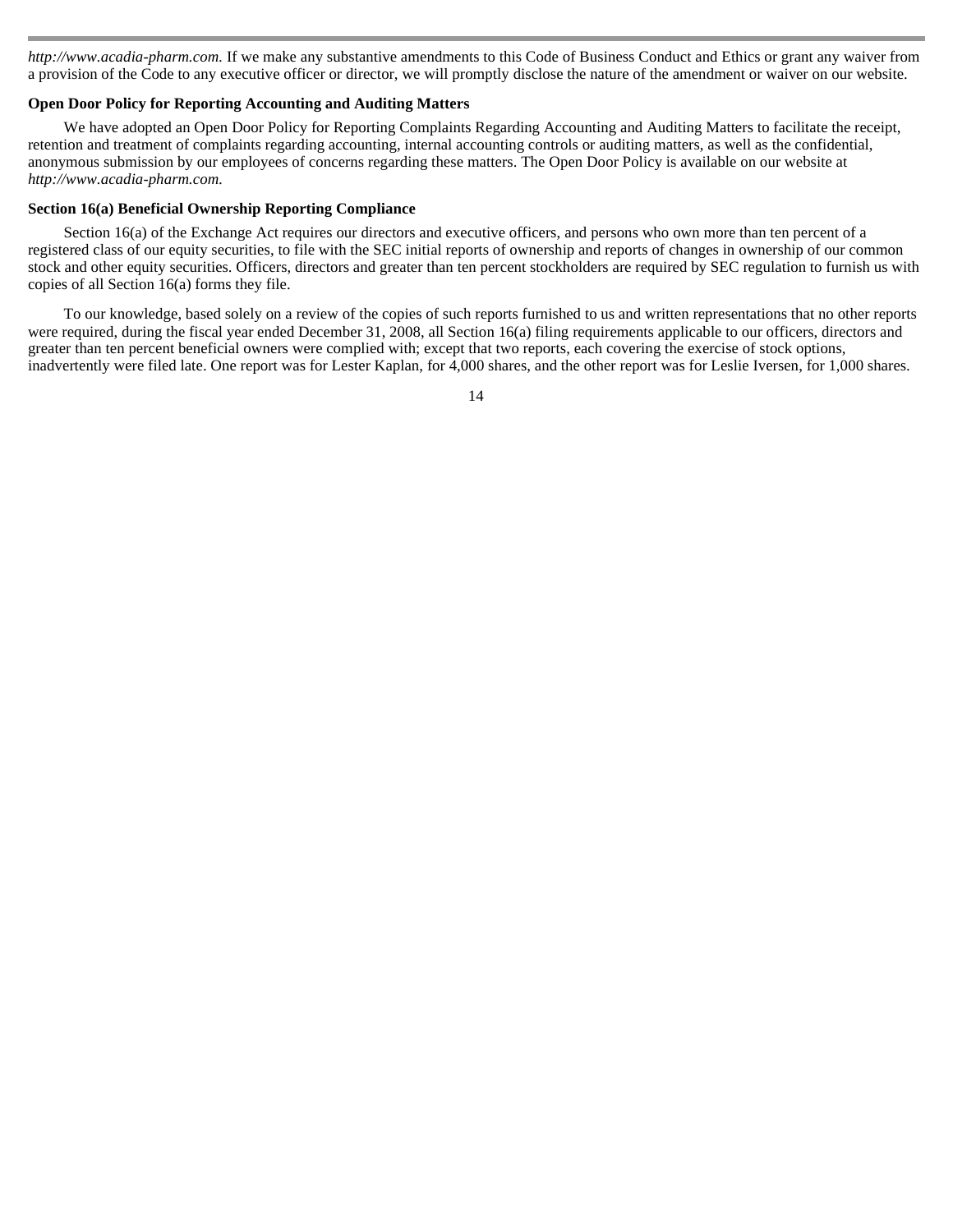*http://www.acadia-pharm.com.* If we make any substantive amendments to this Code of Business Conduct and Ethics or grant any waiver from a provision of the Code to any executive officer or director, we will promptly disclose the nature of the amendment or waiver on our website.

**Open Door Policy for Reporting Accounting and Auditing Matters**

We have adopted an Open Door Policy for Reporting Complaints Regarding Accounting and Auditing Matters to facilitate the receipt, retention and treatment of complaints regarding accounting, internal accounting controls or auditing matters, as well as the confidential, anonymous submission by our employees of concerns regarding these matters. The Open Door Policy is available on our website at *http://www.acadia-pharm.com.*

**Section 16(a) Beneficial Ownership Reporting Compliance**

Section 16(a) of the Exchange Act requires our directors and executive officers, and persons who own more than ten percent of a registered class of our equity securities, to file with the SEC initial reports of ownership and reports of changes in ownership of our common stock and other equity securities. Officers, directors and greater than ten percent stockholders are required by SEC regulation to furnish us with copies of all Section 16(a) forms they file.

To our knowledge, based solely on a review of the copies of such reports furnished to us and written representations that no other reports were required, during the fiscal year ended December 31, 2008, all Section 16(a) filing requirements applicable to our officers, directors and greater than ten percent beneficial owners were complied with; except that two reports, each covering the exercise of stock options, inadvertently were filed late. One report was for Lester Kaplan, for 4,000 shares, and the other report was for Leslie Iversen, for 1,000 shares.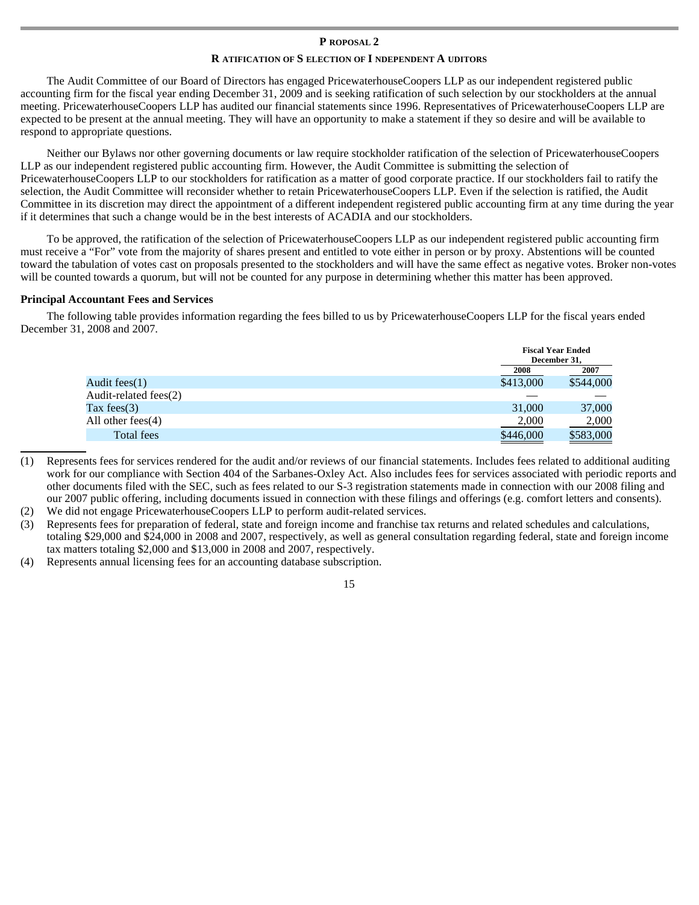## PROPOSAL 2

### RATIFICATION OF SELECTION OF INDEPENDENT AUDITORS

The Audit Committee of our Board of Directors has engaged PricewaterhouseCoopers LLP as our independent registered public accounting firm for the fiscal year ending December 31, 2009 and is seeking ratification of such selection by our stockholders at the annual meeting. PricewaterhouseCoopers LLP has audited our financial statements since 1996. Representatives of PricewaterhouseCoopers LLP are expected to be present at the annual meeting. They will have an opportunity to make a statement if they so desire and will be available to respond to appropriate questions.

Neither our Bylaws nor other governing documents or law require stockholder ratification of the selection of PricewaterhouseCoopers LLP as our independent registered public accounting firm. However, the Audit Committee is submitting the selection of PricewaterhouseCoopers LLP to our stockholders for ratification as a matter of good corporate practice. If our stockholders fail to ratify the selection, the Audit Committee will reconsider whether to retain PricewaterhouseCoopers LLP. Even if the selection is ratified, the Audit Committee in its discretion may direct the appointment of a different independent registered public accounting firm at any time during the year if it determines that such a change would be in the best interests of ACADIA and our stockholders.

To be approved, the ratification of the selection of PricewaterhouseCoopers LLP as our independent registered public accounting firm must receive a "For" vote from the majority of shares present and entitled to vote either in person or by proxy. Abstentions will be counted toward the tabulation of votes cast on proposals presented to the stockholders and will have the same effect as negative votes. Broker non-votes will be counted towards a quorum, but will not be counted for any purpose in determining whether this matter has been approved.

**Principal Accountant Fees and Services**

The following table provides information regarding the fees billed to us by PricewaterhouseCoopers LLP for the fiscal years ended December 31, 2008 and 2007.

| | Fiscal Year Ended December 31, | |
|---|---|---|
| | 2008 | 2007 |
| Audit fees(1) | $413,000 | $544,000 |
| Audit-related fees(2) | — | — |
| Tax fees(3) | 31,000 | 37,000 |
| All other fees(4) | 2,000 | 2,000 |
| Total fees | $446,000 | $583,000 |

(1) Represents fees for services rendered for the audit and/or reviews of our financial statements. Includes fees related to additional auditing work for our compliance with Section 404 of the Sarbanes-Oxley Act. Also includes fees for services associated with periodic reports and other documents filed with the SEC, such as fees related to our S-3 registration statements made in connection with our 2008 filing and our 2007 public offering, including documents issued in connection with these filings and offerings (e.g. comfort letters and consents).

(2) We did not engage PricewaterhouseCoopers LLP to perform audit-related services.

(3) Represents fees for preparation of federal, state and foreign income and franchise tax returns and related schedules and calculations, totaling $29,000 and $24,000 in 2008 and 2007, respectively, as well as general consultation regarding federal, state and foreign income tax matters totaling $2,000 and $13,000 in 2008 and 2007, respectively.

(4) Represents annual licensing fees for an accounting database subscription.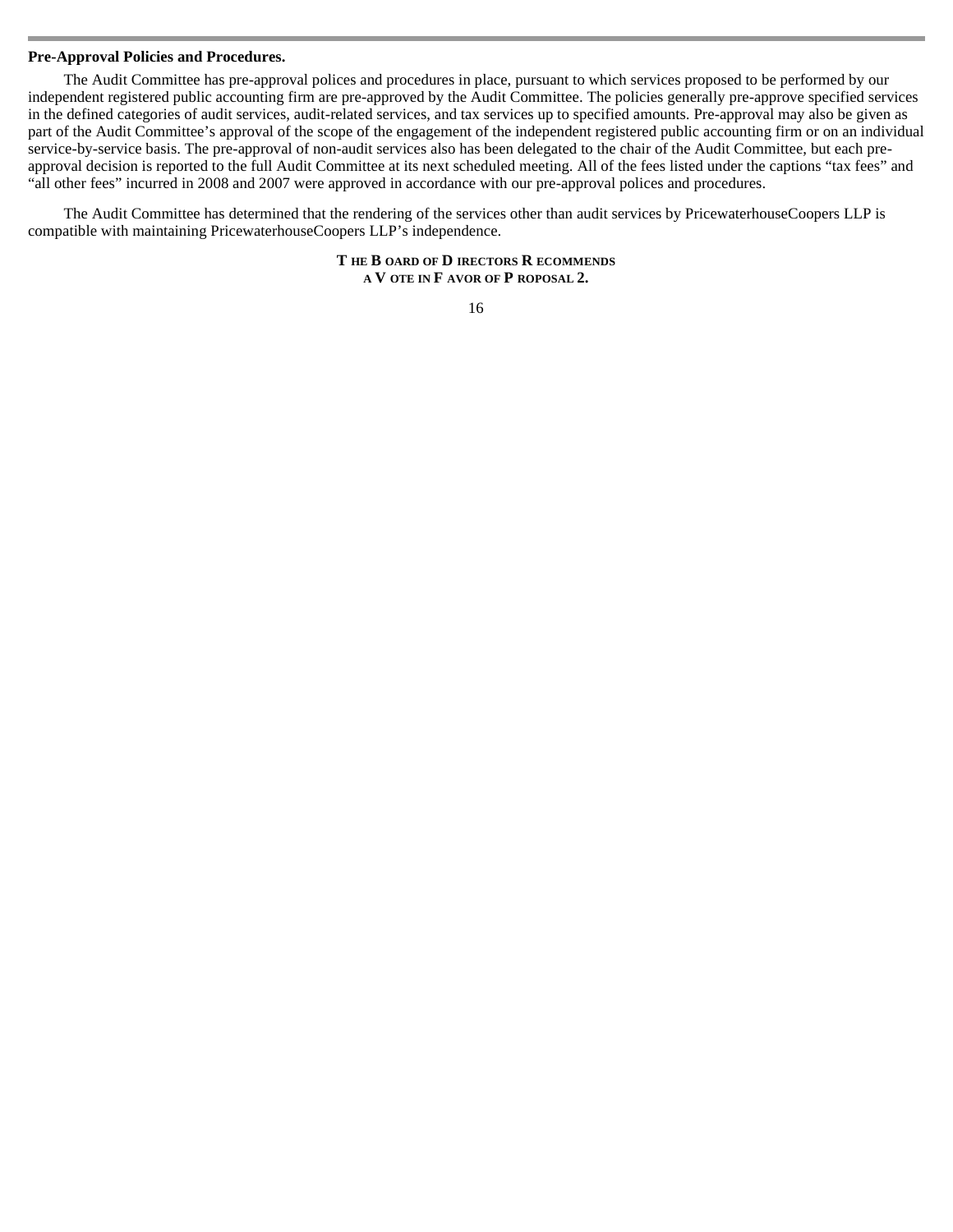**Pre-Approval Policies and Procedures.**

The Audit Committee has pre-approval polices and procedures in place, pursuant to which services proposed to be performed by our independent registered public accounting firm are pre-approved by the Audit Committee. The policies generally pre-approve specified services in the defined categories of audit services, audit-related services, and tax services up to specified amounts. Pre-approval may also be given as part of the Audit Committee's approval of the scope of the engagement of the independent registered public accounting firm or on an individual service-by-service basis. The pre-approval of non-audit services also has been delegated to the chair of the Audit Committee, but each pre-approval decision is reported to the full Audit Committee at its next scheduled meeting. All of the fees listed under the captions "tax fees" and "all other fees" incurred in 2008 and 2007 were approved in accordance with our pre-approval polices and procedures.

The Audit Committee has determined that the rendering of the services other than audit services by PricewaterhouseCoopers LLP is compatible with maintaining PricewaterhouseCoopers LLP's independence.

**THE BOARD OF DIRECTORS RECOMMENDS A VOTE IN FAVOR OF PROPOSAL 2.**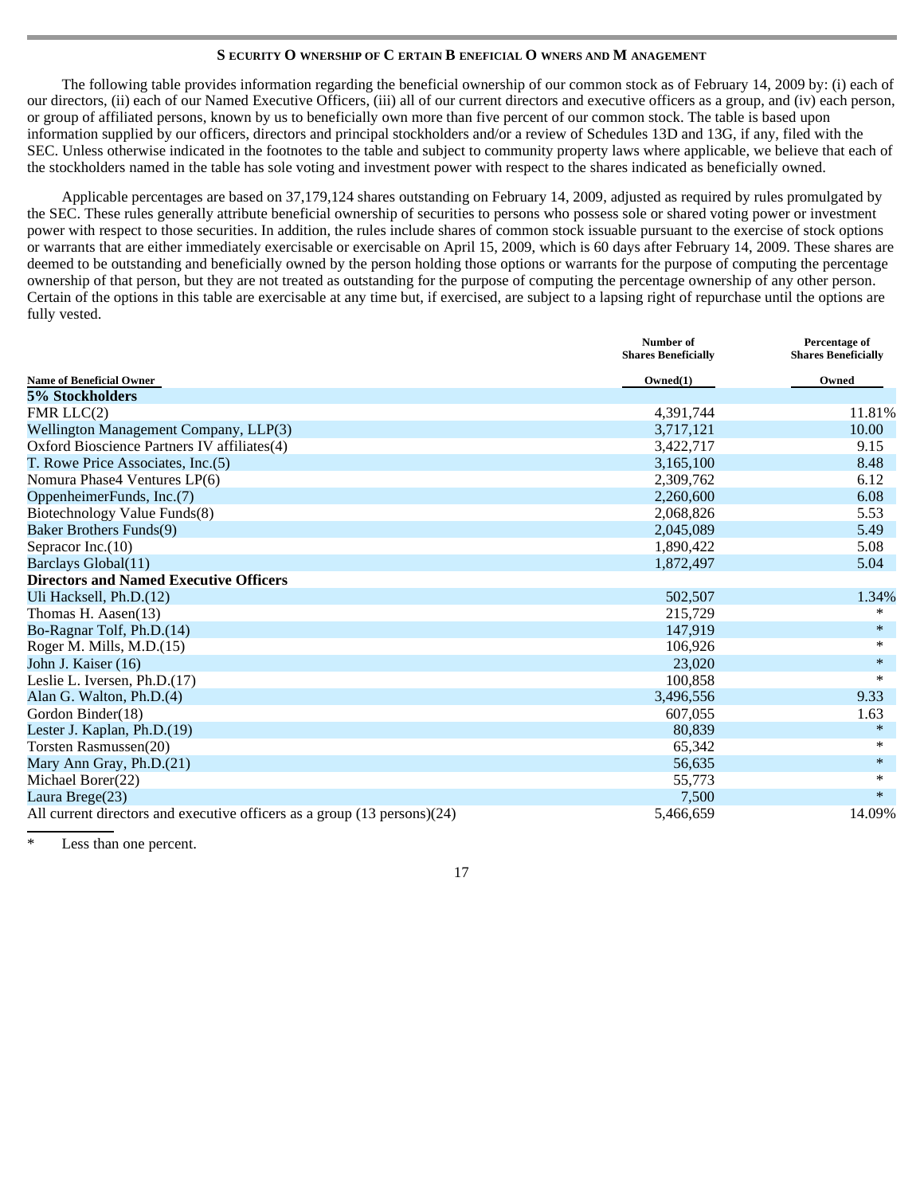## Security Ownership of Certain Beneficial Owners and Management

The following table provides information regarding the beneficial ownership of our common stock as of February 14, 2009 by: (i) each of our directors, (ii) each of our Named Executive Officers, (iii) all of our current directors and executive officers as a group, and (iv) each person, or group of affiliated persons, known by us to beneficially own more than five percent of our common stock. The table is based upon information supplied by our officers, directors and principal stockholders and/or a review of Schedules 13D and 13G, if any, filed with the SEC. Unless otherwise indicated in the footnotes to the table and subject to community property laws where applicable, we believe that each of the stockholders named in the table has sole voting and investment power with respect to the shares indicated as beneficially owned.

Applicable percentages are based on 37,179,124 shares outstanding on February 14, 2009, adjusted as required by rules promulgated by the SEC. These rules generally attribute beneficial ownership of securities to persons who possess sole or shared voting power or investment power with respect to those securities. In addition, the rules include shares of common stock issuable pursuant to the exercise of stock options or warrants that are either immediately exercisable or exercisable on April 15, 2009, which is 60 days after February 14, 2009. These shares are deemed to be outstanding and beneficially owned by the person holding those options or warrants for the purpose of computing the percentage ownership of that person, but they are not treated as outstanding for the purpose of computing the percentage ownership of any other person. Certain of the options in this table are exercisable at any time but, if exercised, are subject to a lapsing right of repurchase until the options are fully vested.

| Name of Beneficial Owner | Number of Shares Beneficially Owned(1) | Percentage of Shares Beneficially Owned |
|---|---|---|
| **5% Stockholders** | | |
| FMR LLC(2) | 4,391,744 | 11.81% |
| Wellington Management Company, LLP(3) | 3,717,121 | 10.00 |
| Oxford Bioscience Partners IV affiliates(4) | 3,422,717 | 9.15 |
| T. Rowe Price Associates, Inc.(5) | 3,165,100 | 8.48 |
| Nomura Phase4 Ventures LP(6) | 2,309,762 | 6.12 |
| OppenheimerFunds, Inc.(7) | 2,260,600 | 6.08 |
| Biotechnology Value Funds(8) | 2,068,826 | 5.53 |
| Baker Brothers Funds(9) | 2,045,089 | 5.49 |
| Sepracor Inc.(10) | 1,890,422 | 5.08 |
| Barclays Global(11) | 1,872,497 | 5.04 |
| **Directors and Named Executive Officers** | | |
| Uli Hacksell, Ph.D.(12) | 502,507 | 1.34% |
| Thomas H. Aasen(13) | 215,729 | * |
| Bo-Ragnar Tolf, Ph.D.(14) | 147,919 | * |
| Roger M. Mills, M.D.(15) | 106,926 | * |
| John J. Kaiser (16) | 23,020 | * |
| Leslie L. Iversen, Ph.D.(17) | 100,858 | * |
| Alan G. Walton, Ph.D.(4) | 3,496,556 | 9.33 |
| Gordon Binder(18) | 607,055 | 1.63 |
| Lester J. Kaplan, Ph.D.(19) | 80,839 | * |
| Torsten Rasmussen(20) | 65,342 | * |
| Mary Ann Gray, Ph.D.(21) | 56,635 | * |
| Michael Borer(22) | 55,773 | * |
| Laura Brege(23) | 7,500 | * |
| All current directors and executive officers as a group (13 persons)(24) | 5,466,659 | 14.09% |

\* Less than one percent.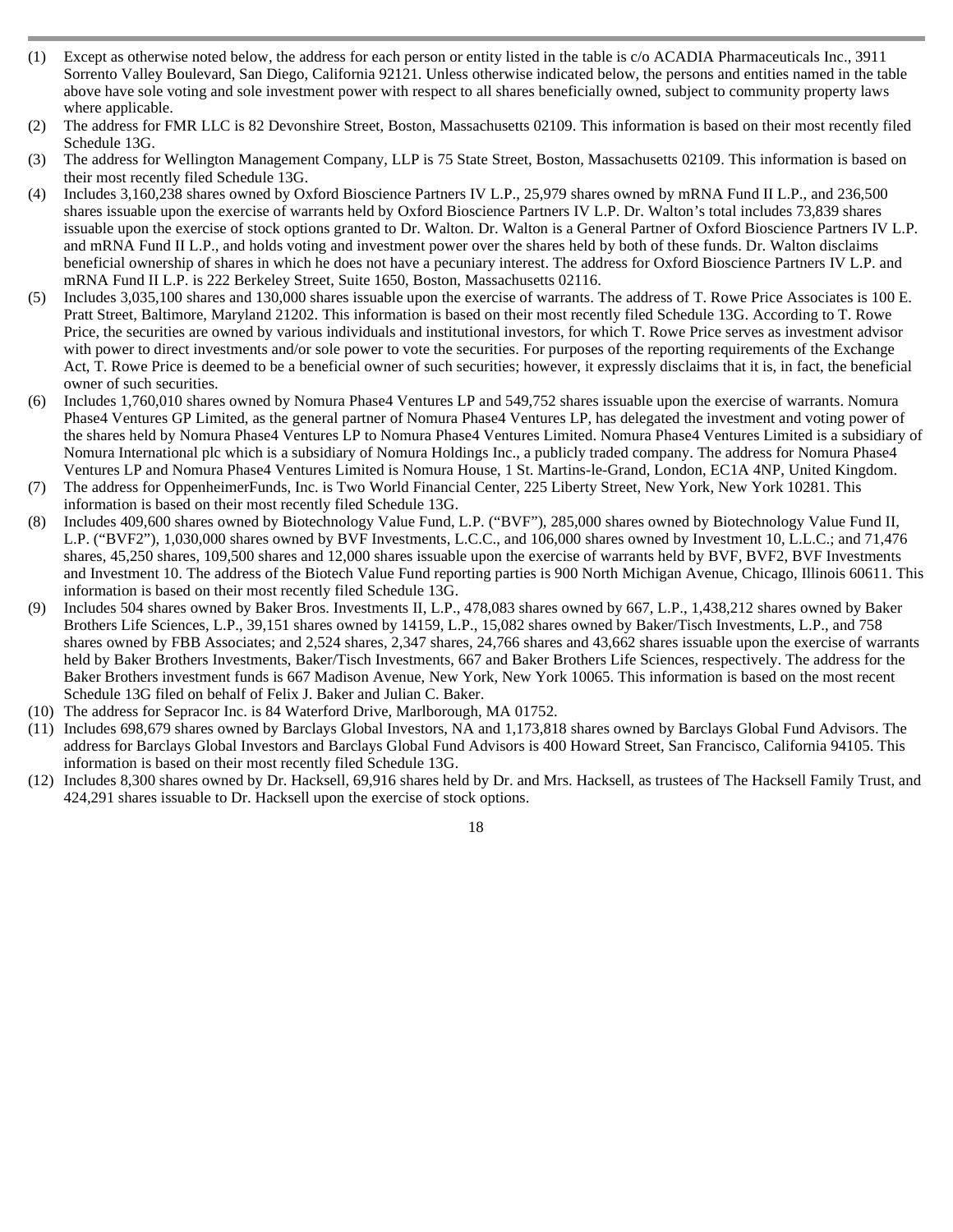(1) Except as otherwise noted below, the address for each person or entity listed in the table is c/o ACADIA Pharmaceuticals Inc., 3911 Sorrento Valley Boulevard, San Diego, California 92121. Unless otherwise indicated below, the persons and entities named in the table above have sole voting and sole investment power with respect to all shares beneficially owned, subject to community property laws where applicable.

(2) The address for FMR LLC is 82 Devonshire Street, Boston, Massachusetts 02109. This information is based on their most recently filed Schedule 13G.

(3) The address for Wellington Management Company, LLP is 75 State Street, Boston, Massachusetts 02109. This information is based on their most recently filed Schedule 13G.

(4) Includes 3,160,238 shares owned by Oxford Bioscience Partners IV L.P., 25,979 shares owned by mRNA Fund II L.P., and 236,500 shares issuable upon the exercise of warrants held by Oxford Bioscience Partners IV L.P. Dr. Walton's total includes 73,839 shares issuable upon the exercise of stock options granted to Dr. Walton. Dr. Walton is a General Partner of Oxford Bioscience Partners IV L.P. and mRNA Fund II L.P., and holds voting and investment power over the shares held by both of these funds. Dr. Walton disclaims beneficial ownership of shares in which he does not have a pecuniary interest. The address for Oxford Bioscience Partners IV L.P. and mRNA Fund II L.P. is 222 Berkeley Street, Suite 1650, Boston, Massachusetts 02116.

(5) Includes 3,035,100 shares and 130,000 shares issuable upon the exercise of warrants. The address of T. Rowe Price Associates is 100 E. Pratt Street, Baltimore, Maryland 21202. This information is based on their most recently filed Schedule 13G. According to T. Rowe Price, the securities are owned by various individuals and institutional investors, for which T. Rowe Price serves as investment advisor with power to direct investments and/or sole power to vote the securities. For purposes of the reporting requirements of the Exchange Act, T. Rowe Price is deemed to be a beneficial owner of such securities; however, it expressly disclaims that it is, in fact, the beneficial owner of such securities.

(6) Includes 1,760,010 shares owned by Nomura Phase4 Ventures LP and 549,752 shares issuable upon the exercise of warrants. Nomura Phase4 Ventures GP Limited, as the general partner of Nomura Phase4 Ventures LP, has delegated the investment and voting power of the shares held by Nomura Phase4 Ventures LP to Nomura Phase4 Ventures Limited. Nomura Phase4 Ventures Limited is a subsidiary of Nomura International plc which is a subsidiary of Nomura Holdings Inc., a publicly traded company. The address for Nomura Phase4 Ventures LP and Nomura Phase4 Ventures Limited is Nomura House, 1 St. Martins-le-Grand, London, EC1A 4NP, United Kingdom.

(7) The address for OppenheimerFunds, Inc. is Two World Financial Center, 225 Liberty Street, New York, New York 10281. This information is based on their most recently filed Schedule 13G.

(8) Includes 409,600 shares owned by Biotechnology Value Fund, L.P. ("BVF"), 285,000 shares owned by Biotechnology Value Fund II, L.P. ("BVF2"), 1,030,000 shares owned by BVF Investments, L.C.C., and 106,000 shares owned by Investment 10, L.L.C.; and 71,476 shares, 45,250 shares, 109,500 shares and 12,000 shares issuable upon the exercise of warrants held by BVF, BVF2, BVF Investments and Investment 10. The address of the Biotech Value Fund reporting parties is 900 North Michigan Avenue, Chicago, Illinois 60611. This information is based on their most recently filed Schedule 13G.

(9) Includes 504 shares owned by Baker Bros. Investments II, L.P., 478,083 shares owned by 667, L.P., 1,438,212 shares owned by Baker Brothers Life Sciences, L.P., 39,151 shares owned by 14159, L.P., 15,082 shares owned by Baker/Tisch Investments, L.P., and 758 shares owned by FBB Associates; and 2,524 shares, 2,347 shares, 24,766 shares and 43,662 shares issuable upon the exercise of warrants held by Baker Brothers Investments, Baker/Tisch Investments, 667 and Baker Brothers Life Sciences, respectively. The address for the Baker Brothers investment funds is 667 Madison Avenue, New York, New York 10065. This information is based on the most recent Schedule 13G filed on behalf of Felix J. Baker and Julian C. Baker.

(10) The address for Sepracor Inc. is 84 Waterford Drive, Marlborough, MA 01752.

(11) Includes 698,679 shares owned by Barclays Global Investors, NA and 1,173,818 shares owned by Barclays Global Fund Advisors. The address for Barclays Global Investors and Barclays Global Fund Advisors is 400 Howard Street, San Francisco, California 94105. This information is based on their most recently filed Schedule 13G.

(12) Includes 8,300 shares owned by Dr. Hacksell, 69,916 shares held by Dr. and Mrs. Hacksell, as trustees of The Hacksell Family Trust, and 424,291 shares issuable to Dr. Hacksell upon the exercise of stock options.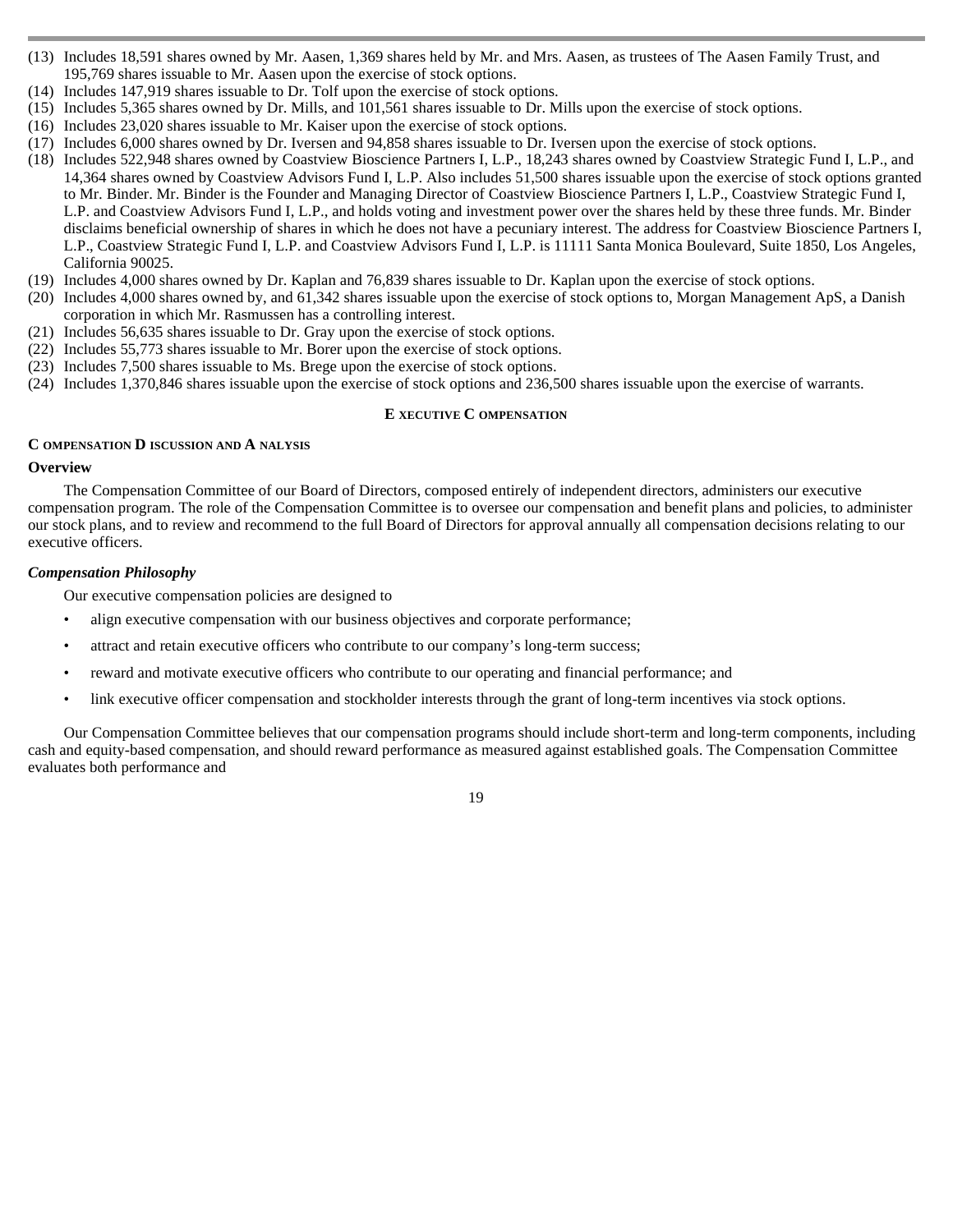(13) Includes 18,591 shares owned by Mr. Aasen, 1,369 shares held by Mr. and Mrs. Aasen, as trustees of The Aasen Family Trust, and 195,769 shares issuable to Mr. Aasen upon the exercise of stock options.

(14) Includes 147,919 shares issuable to Dr. Tolf upon the exercise of stock options.

(15) Includes 5,365 shares owned by Dr. Mills, and 101,561 shares issuable to Dr. Mills upon the exercise of stock options.

(16) Includes 23,020 shares issuable to Mr. Kaiser upon the exercise of stock options.

(17) Includes 6,000 shares owned by Dr. Iversen and 94,858 shares issuable to Dr. Iversen upon the exercise of stock options.

(18) Includes 522,948 shares owned by Coastview Bioscience Partners I, L.P., 18,243 shares owned by Coastview Strategic Fund I, L.P., and 14,364 shares owned by Coastview Advisors Fund I, L.P. Also includes 51,500 shares issuable upon the exercise of stock options granted to Mr. Binder. Mr. Binder is the Founder and Managing Director of Coastview Bioscience Partners I, L.P., Coastview Strategic Fund I, L.P. and Coastview Advisors Fund I, L.P., and holds voting and investment power over the shares held by these three funds. Mr. Binder disclaims beneficial ownership of shares in which he does not have a pecuniary interest. The address for Coastview Bioscience Partners I, L.P., Coastview Strategic Fund I, L.P. and Coastview Advisors Fund I, L.P. is 11111 Santa Monica Boulevard, Suite 1850, Los Angeles, California 90025.

(19) Includes 4,000 shares owned by Dr. Kaplan and 76,839 shares issuable to Dr. Kaplan upon the exercise of stock options.

(20) Includes 4,000 shares owned by, and 61,342 shares issuable upon the exercise of stock options to, Morgan Management ApS, a Danish corporation in which Mr. Rasmussen has a controlling interest.

(21) Includes 56,635 shares issuable to Dr. Gray upon the exercise of stock options.

(22) Includes 55,773 shares issuable to Mr. Borer upon the exercise of stock options.

(23) Includes 7,500 shares issuable to Ms. Brege upon the exercise of stock options.

(24) Includes 1,370,846 shares issuable upon the exercise of stock options and 236,500 shares issuable upon the exercise of warrants.

## EXECUTIVE COMPENSATION

### COMPENSATION DISCUSSION AND ANALYSIS

**Overview**

The Compensation Committee of our Board of Directors, composed entirely of independent directors, administers our executive compensation program. The role of the Compensation Committee is to oversee our compensation and benefit plans and policies, to administer our stock plans, and to review and recommend to the full Board of Directors for approval annually all compensation decisions relating to our executive officers.

***Compensation Philosophy***

Our executive compensation policies are designed to

- align executive compensation with our business objectives and corporate performance;
- attract and retain executive officers who contribute to our company's long-term success;
- reward and motivate executive officers who contribute to our operating and financial performance; and
- link executive officer compensation and stockholder interests through the grant of long-term incentives via stock options.

Our Compensation Committee believes that our compensation programs should include short-term and long-term components, including cash and equity-based compensation, and should reward performance as measured against established goals. The Compensation Committee evaluates both performance and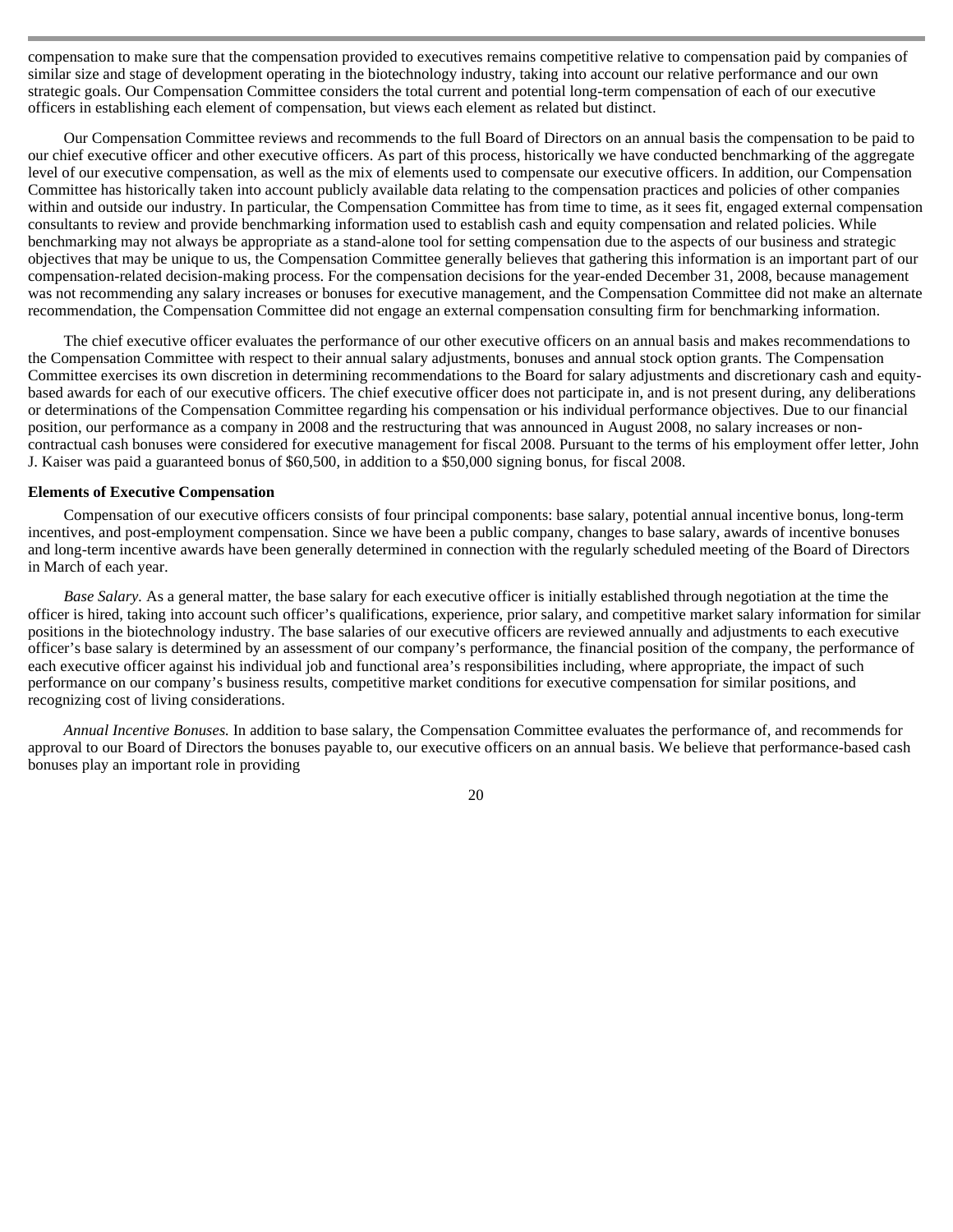compensation to make sure that the compensation provided to executives remains competitive relative to compensation paid by companies of similar size and stage of development operating in the biotechnology industry, taking into account our relative performance and our own strategic goals. Our Compensation Committee considers the total current and potential long-term compensation of each of our executive officers in establishing each element of compensation, but views each element as related but distinct.

Our Compensation Committee reviews and recommends to the full Board of Directors on an annual basis the compensation to be paid to our chief executive officer and other executive officers. As part of this process, historically we have conducted benchmarking of the aggregate level of our executive compensation, as well as the mix of elements used to compensate our executive officers. In addition, our Compensation Committee has historically taken into account publicly available data relating to the compensation practices and policies of other companies within and outside our industry. In particular, the Compensation Committee has from time to time, as it sees fit, engaged external compensation consultants to review and provide benchmarking information used to establish cash and equity compensation and related policies. While benchmarking may not always be appropriate as a stand-alone tool for setting compensation due to the aspects of our business and strategic objectives that may be unique to us, the Compensation Committee generally believes that gathering this information is an important part of our compensation-related decision-making process. For the compensation decisions for the year-ended December 31, 2008, because management was not recommending any salary increases or bonuses for executive management, and the Compensation Committee did not make an alternate recommendation, the Compensation Committee did not engage an external compensation consulting firm for benchmarking information.

The chief executive officer evaluates the performance of our other executive officers on an annual basis and makes recommendations to the Compensation Committee with respect to their annual salary adjustments, bonuses and annual stock option grants. The Compensation Committee exercises its own discretion in determining recommendations to the Board for salary adjustments and discretionary cash and equity-based awards for each of our executive officers. The chief executive officer does not participate in, and is not present during, any deliberations or determinations of the Compensation Committee regarding his compensation or his individual performance objectives. Due to our financial position, our performance as a company in 2008 and the restructuring that was announced in August 2008, no salary increases or non-contractual cash bonuses were considered for executive management for fiscal 2008. Pursuant to the terms of his employment offer letter, John J. Kaiser was paid a guaranteed bonus of $60,500, in addition to a $50,000 signing bonus, for fiscal 2008.

**Elements of Executive Compensation**

Compensation of our executive officers consists of four principal components: base salary, potential annual incentive bonus, long-term incentives, and post-employment compensation. Since we have been a public company, changes to base salary, awards of incentive bonuses and long-term incentive awards have been generally determined in connection with the regularly scheduled meeting of the Board of Directors in March of each year.

*Base Salary.* As a general matter, the base salary for each executive officer is initially established through negotiation at the time the officer is hired, taking into account such officer's qualifications, experience, prior salary, and competitive market salary information for similar positions in the biotechnology industry. The base salaries of our executive officers are reviewed annually and adjustments to each executive officer's base salary is determined by an assessment of our company's performance, the financial position of the company, the performance of each executive officer against his individual job and functional area's responsibilities including, where appropriate, the impact of such performance on our company's business results, competitive market conditions for executive compensation for similar positions, and recognizing cost of living considerations.

*Annual Incentive Bonuses.* In addition to base salary, the Compensation Committee evaluates the performance of, and recommends for approval to our Board of Directors the bonuses payable to, our executive officers on an annual basis. We believe that performance-based cash bonuses play an important role in providing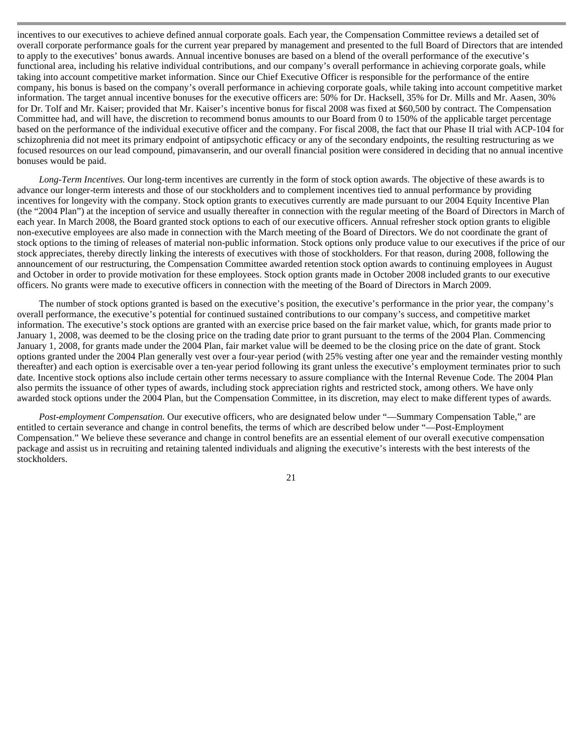incentives to our executives to achieve defined annual corporate goals. Each year, the Compensation Committee reviews a detailed set of overall corporate performance goals for the current year prepared by management and presented to the full Board of Directors that are intended to apply to the executives' bonus awards. Annual incentive bonuses are based on a blend of the overall performance of the executive's functional area, including his relative individual contributions, and our company's overall performance in achieving corporate goals, while taking into account competitive market information. Since our Chief Executive Officer is responsible for the performance of the entire company, his bonus is based on the company's overall performance in achieving corporate goals, while taking into account competitive market information. The target annual incentive bonuses for the executive officers are: 50% for Dr. Hacksell, 35% for Dr. Mills and Mr. Aasen, 30% for Dr. Tolf and Mr. Kaiser; provided that Mr. Kaiser's incentive bonus for fiscal 2008 was fixed at $60,500 by contract. The Compensation Committee had, and will have, the discretion to recommend bonus amounts to our Board from 0 to 150% of the applicable target percentage based on the performance of the individual executive officer and the company. For fiscal 2008, the fact that our Phase II trial with ACP-104 for schizophrenia did not meet its primary endpoint of antipsychotic efficacy or any of the secondary endpoints, the resulting restructuring as we focused resources on our lead compound, pimavanserin, and our overall financial position were considered in deciding that no annual incentive bonuses would be paid.

*Long-Term Incentives.* Our long-term incentives are currently in the form of stock option awards. The objective of these awards is to advance our longer-term interests and those of our stockholders and to complement incentives tied to annual performance by providing incentives for longevity with the company. Stock option grants to executives currently are made pursuant to our 2004 Equity Incentive Plan (the "2004 Plan") at the inception of service and usually thereafter in connection with the regular meeting of the Board of Directors in March of each year. In March 2008, the Board granted stock options to each of our executive officers. Annual refresher stock option grants to eligible non-executive employees are also made in connection with the March meeting of the Board of Directors. We do not coordinate the grant of stock options to the timing of releases of material non-public information. Stock options only produce value to our executives if the price of our stock appreciates, thereby directly linking the interests of executives with those of stockholders. For that reason, during 2008, following the announcement of our restructuring, the Compensation Committee awarded retention stock option awards to continuing employees in August and October in order to provide motivation for these employees. Stock option grants made in October 2008 included grants to our executive officers. No grants were made to executive officers in connection with the meeting of the Board of Directors in March 2009.

The number of stock options granted is based on the executive's position, the executive's performance in the prior year, the company's overall performance, the executive's potential for continued sustained contributions to our company's success, and competitive market information. The executive's stock options are granted with an exercise price based on the fair market value, which, for grants made prior to January 1, 2008, was deemed to be the closing price on the trading date prior to grant pursuant to the terms of the 2004 Plan. Commencing January 1, 2008, for grants made under the 2004 Plan, fair market value will be deemed to be the closing price on the date of grant. Stock options granted under the 2004 Plan generally vest over a four-year period (with 25% vesting after one year and the remainder vesting monthly thereafter) and each option is exercisable over a ten-year period following its grant unless the executive's employment terminates prior to such date. Incentive stock options also include certain other terms necessary to assure compliance with the Internal Revenue Code. The 2004 Plan also permits the issuance of other types of awards, including stock appreciation rights and restricted stock, among others. We have only awarded stock options under the 2004 Plan, but the Compensation Committee, in its discretion, may elect to make different types of awards.

*Post-employment Compensation.* Our executive officers, who are designated below under "—Summary Compensation Table," are entitled to certain severance and change in control benefits, the terms of which are described below under "—Post-Employment Compensation." We believe these severance and change in control benefits are an essential element of our overall executive compensation package and assist us in recruiting and retaining talented individuals and aligning the executive's interests with the best interests of the stockholders.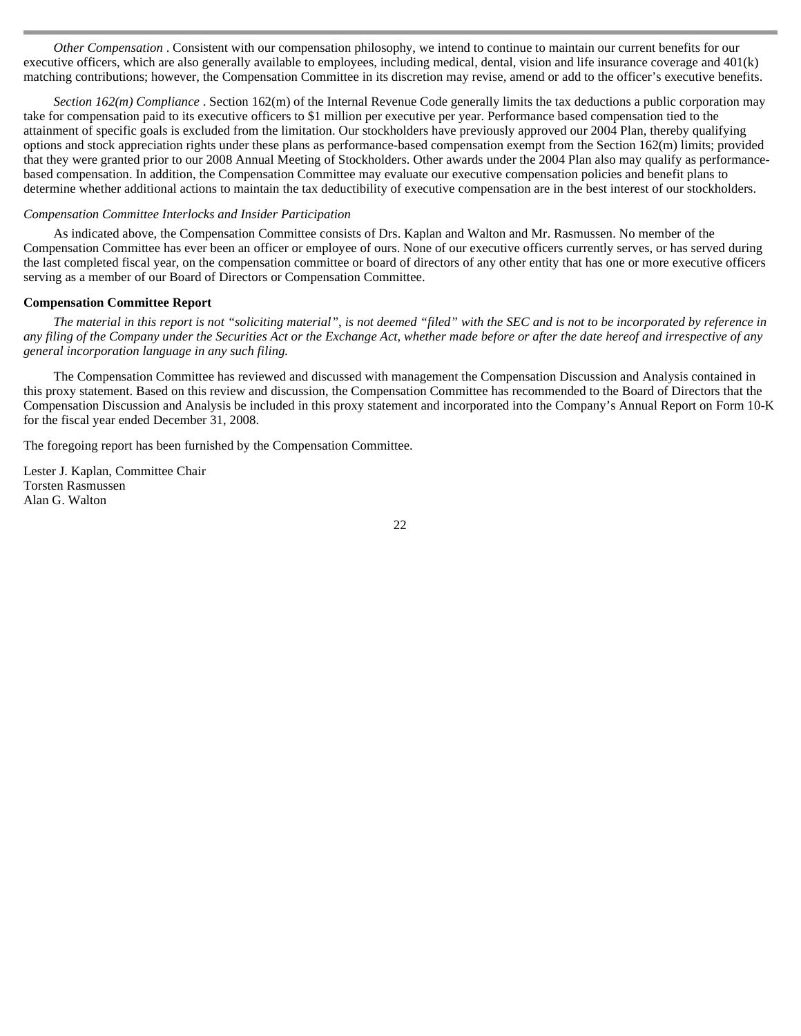*Other Compensation*. Consistent with our compensation philosophy, we intend to continue to maintain our current benefits for our executive officers, which are also generally available to employees, including medical, dental, vision and life insurance coverage and 401(k) matching contributions; however, the Compensation Committee in its discretion may revise, amend or add to the officer's executive benefits.

*Section 162(m) Compliance*. Section 162(m) of the Internal Revenue Code generally limits the tax deductions a public corporation may take for compensation paid to its executive officers to $1 million per executive per year. Performance based compensation tied to the attainment of specific goals is excluded from the limitation. Our stockholders have previously approved our 2004 Plan, thereby qualifying options and stock appreciation rights under these plans as performance-based compensation exempt from the Section 162(m) limits; provided that they were granted prior to our 2008 Annual Meeting of Stockholders. Other awards under the 2004 Plan also may qualify as performance-based compensation. In addition, the Compensation Committee may evaluate our executive compensation policies and benefit plans to determine whether additional actions to maintain the tax deductibility of executive compensation are in the best interest of our stockholders.

*Compensation Committee Interlocks and Insider Participation*

As indicated above, the Compensation Committee consists of Drs. Kaplan and Walton and Mr. Rasmussen. No member of the Compensation Committee has ever been an officer or employee of ours. None of our executive officers currently serves, or has served during the last completed fiscal year, on the compensation committee or board of directors of any other entity that has one or more executive officers serving as a member of our Board of Directors or Compensation Committee.

**Compensation Committee Report**

*The material in this report is not "soliciting material", is not deemed "filed" with the SEC and is not to be incorporated by reference in any filing of the Company under the Securities Act or the Exchange Act, whether made before or after the date hereof and irrespective of any general incorporation language in any such filing.*

The Compensation Committee has reviewed and discussed with management the Compensation Discussion and Analysis contained in this proxy statement. Based on this review and discussion, the Compensation Committee has recommended to the Board of Directors that the Compensation Discussion and Analysis be included in this proxy statement and incorporated into the Company's Annual Report on Form 10-K for the fiscal year ended December 31, 2008.

The foregoing report has been furnished by the Compensation Committee.

Lester J. Kaplan, Committee Chair
Torsten Rasmussen
Alan G. Walton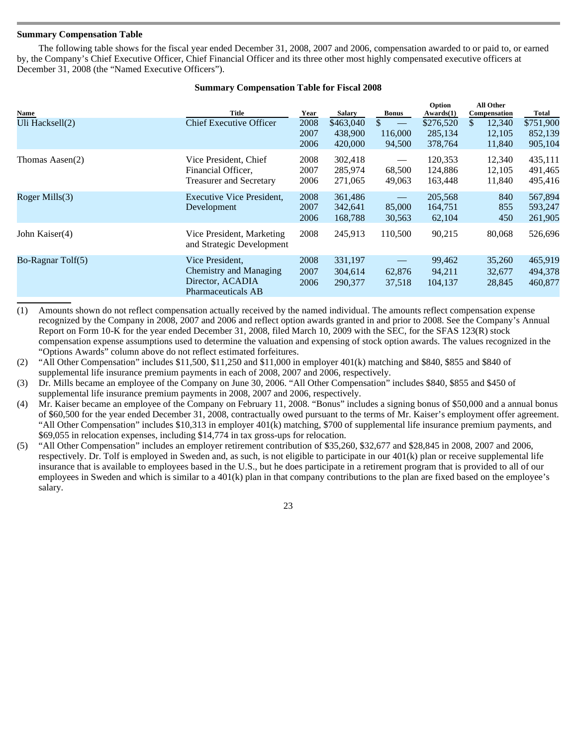**Summary Compensation Table**

The following table shows for the fiscal year ended December 31, 2008, 2007 and 2006, compensation awarded to or paid to, or earned by, the Company's Chief Executive Officer, Chief Financial Officer and its three other most highly compensated executive officers at December 31, 2008 (the "Named Executive Officers").

**Summary Compensation Table for Fiscal 2008**

| Name | Title | Year | Salary | Bonus | Option Awards(1) | All Other Compensation | Total |
|---|---|---|---|---|---|---|---|
| Uli Hacksell(2) | Chief Executive Officer | 2008 | $463,040 | $ — | $276,520 | $ 12,340 | $751,900 |
| | | 2007 | 438,900 | 116,000 | 285,134 | 12,105 | 852,139 |
| | | 2006 | 420,000 | 94,500 | 378,764 | 11,840 | 905,104 |
| Thomas Aasen(2) | Vice President, Chief Financial Officer, Treasurer and Secretary | 2008 | 302,418 | — | 120,353 | 12,340 | 435,111 |
| | | 2007 | 285,974 | 68,500 | 124,886 | 12,105 | 491,465 |
| | | 2006 | 271,065 | 49,063 | 163,448 | 11,840 | 495,416 |
| Roger Mills(3) | Executive Vice President, Development | 2008 | 361,486 | — | 205,568 | 840 | 567,894 |
| | | 2007 | 342,641 | 85,000 | 164,751 | 855 | 593,247 |
| | | 2006 | 168,788 | 30,563 | 62,104 | 450 | 261,905 |
| John Kaiser(4) | Vice President, Marketing and Strategic Development | 2008 | 245,913 | 110,500 | 90,215 | 80,068 | 526,696 |
| Bo-Ragnar Tolf(5) | Vice President, Chemistry and Managing Director, ACADIA Pharmaceuticals AB | 2008 | 331,197 | — | 99,462 | 35,260 | 465,919 |
| | | 2007 | 304,614 | 62,876 | 94,211 | 32,677 | 494,378 |
| | | 2006 | 290,377 | 37,518 | 104,137 | 28,845 | 460,877 |

(1) Amounts shown do not reflect compensation actually received by the named individual. The amounts reflect compensation expense recognized by the Company in 2008, 2007 and 2006 and reflect option awards granted in and prior to 2008. See the Company's Annual Report on Form 10-K for the year ended December 31, 2008, filed March 10, 2009 with the SEC, for the SFAS 123(R) stock compensation expense assumptions used to determine the valuation and expensing of stock option awards. The values recognized in the "Options Awards" column above do not reflect estimated forfeitures.

(2) "All Other Compensation" includes $11,500, $11,250 and $11,000 in employer 401(k) matching and $840, $855 and $840 of supplemental life insurance premium payments in each of 2008, 2007 and 2006, respectively.

(3) Dr. Mills became an employee of the Company on June 30, 2006. "All Other Compensation" includes $840, $855 and $450 of supplemental life insurance premium payments in 2008, 2007 and 2006, respectively.

(4) Mr. Kaiser became an employee of the Company on February 11, 2008. "Bonus" includes a signing bonus of $50,000 and a annual bonus of $60,500 for the year ended December 31, 2008, contractually owed pursuant to the terms of Mr. Kaiser's employment offer agreement. "All Other Compensation" includes $10,313 in employer 401(k) matching, $700 of supplemental life insurance premium payments, and $69,055 in relocation expenses, including $14,774 in tax gross-ups for relocation.

(5) "All Other Compensation" includes an employer retirement contribution of $35,260, $32,677 and $28,845 in 2008, 2007 and 2006, respectively. Dr. Tolf is employed in Sweden and, as such, is not eligible to participate in our 401(k) plan or receive supplemental life insurance that is available to employees based in the U.S., but he does participate in a retirement program that is provided to all of our employees in Sweden and which is similar to a 401(k) plan in that company contributions to the plan are fixed based on the employee's salary.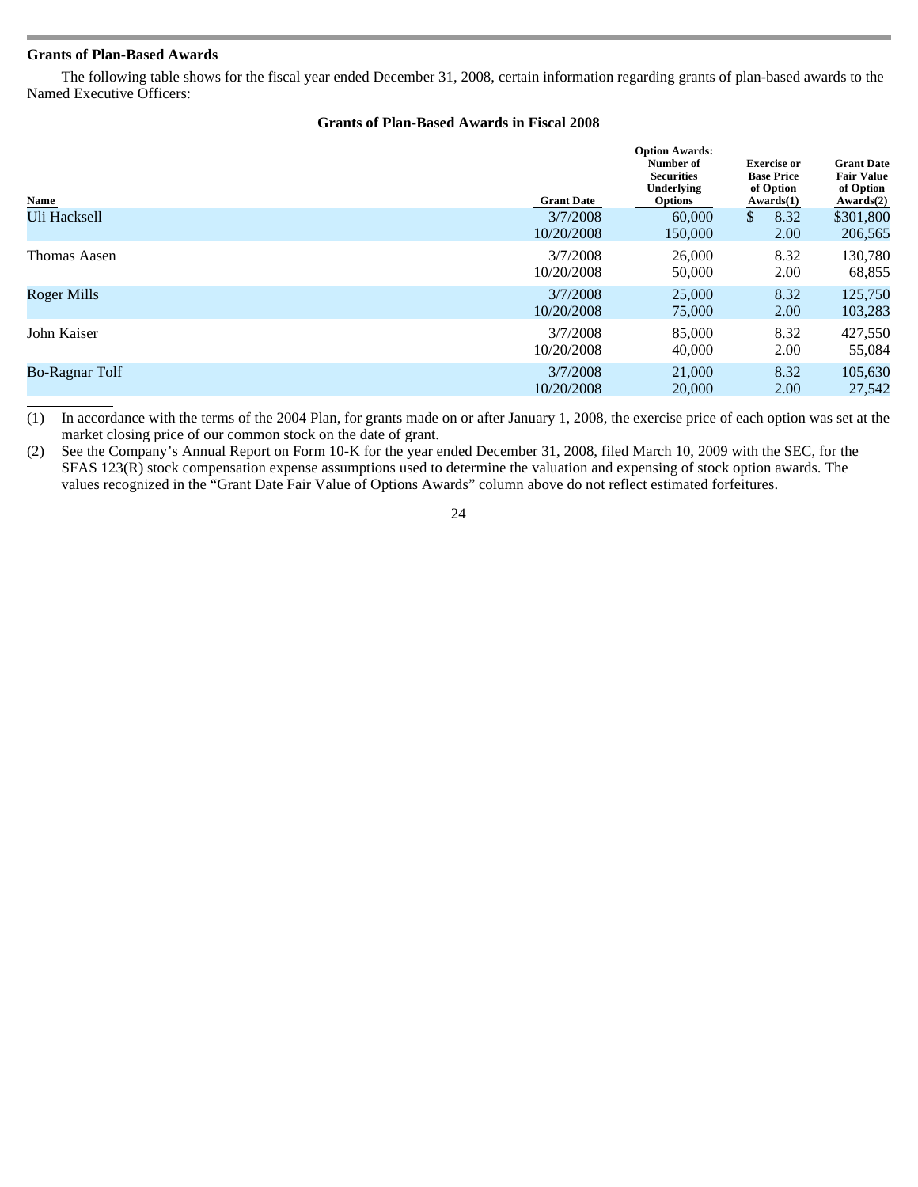## Grants of Plan-Based Awards

The following table shows for the fiscal year ended December 31, 2008, certain information regarding grants of plan-based awards to the Named Executive Officers:

### Grants of Plan-Based Awards in Fiscal 2008

| Name | Grant Date | Option Awards: Number of Securities Underlying Options | Exercise or Base Price of Option Awards(1) | Grant Date Fair Value of Option Awards(2) |
|---|---|---|---|---|
| Uli Hacksell | 3/7/2008 | 60,000 | $ 8.32 | $301,800 |
| | 10/20/2008 | 150,000 | 2.00 | 206,565 |
| Thomas Aasen | 3/7/2008 | 26,000 | 8.32 | 130,780 |
| | 10/20/2008 | 50,000 | 2.00 | 68,855 |
| Roger Mills | 3/7/2008 | 25,000 | 8.32 | 125,750 |
| | 10/20/2008 | 75,000 | 2.00 | 103,283 |
| John Kaiser | 3/7/2008 | 85,000 | 8.32 | 427,550 |
| | 10/20/2008 | 40,000 | 2.00 | 55,084 |
| Bo-Ragnar Tolf | 3/7/2008 | 21,000 | 8.32 | 105,630 |
| | 10/20/2008 | 20,000 | 2.00 | 27,542 |

(1) In accordance with the terms of the 2004 Plan, for grants made on or after January 1, 2008, the exercise price of each option was set at the market closing price of our common stock on the date of grant.

(2) See the Company's Annual Report on Form 10-K for the year ended December 31, 2008, filed March 10, 2009 with the SEC, for the SFAS 123(R) stock compensation expense assumptions used to determine the valuation and expensing of stock option awards. The values recognized in the "Grant Date Fair Value of Options Awards" column above do not reflect estimated forfeitures.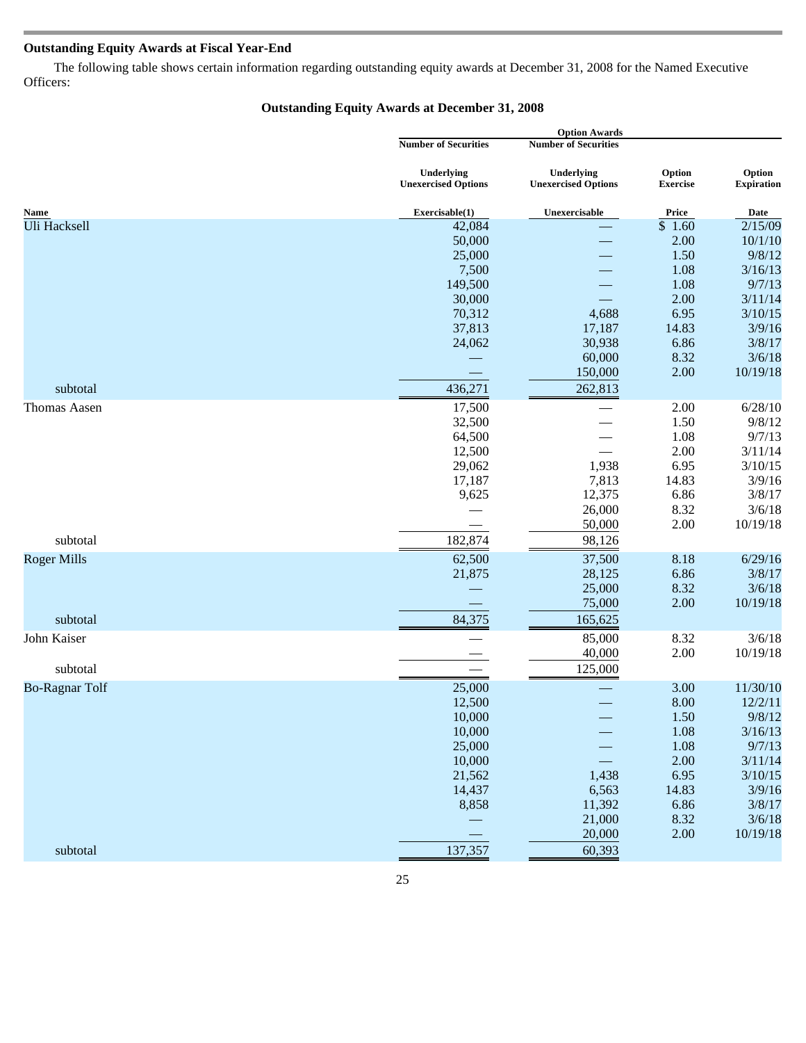## Outstanding Equity Awards at Fiscal Year-End

The following table shows certain information regarding outstanding equity awards at December 31, 2008 for the Named Executive Officers:

### Outstanding Equity Awards at December 31, 2008

| Name | Option Awards | | | |
|---|---|---|---|---|
| | Number of Securities Underlying Unexercised Options Exercisable(1) | Number of Securities Underlying Unexercised Options Unexercisable | Option Exercise Price | Option Expiration Date |
| Uli Hacksell | 42,084 | — | $ 1.60 | 2/15/09 |
| | 50,000 | — | 2.00 | 10/1/10 |
| | 25,000 | — | 1.50 | 9/8/12 |
| | 7,500 | — | 1.08 | 3/16/13 |
| | 149,500 | — | 1.08 | 9/7/13 |
| | 30,000 | — | 2.00 | 3/11/14 |
| | 70,312 | 4,688 | 6.95 | 3/10/15 |
| | 37,813 | 17,187 | 14.83 | 3/9/16 |
| | 24,062 | 30,938 | 6.86 | 3/8/17 |
| | — | 60,000 | 8.32 | 3/6/18 |
| | — | 150,000 | 2.00 | 10/19/18 |
| subtotal | 436,271 | 262,813 | | |
| Thomas Aasen | 17,500 | — | 2.00 | 6/28/10 |
| | 32,500 | — | 1.50 | 9/8/12 |
| | 64,500 | — | 1.08 | 9/7/13 |
| | 12,500 | — | 2.00 | 3/11/14 |
| | 29,062 | 1,938 | 6.95 | 3/10/15 |
| | 17,187 | 7,813 | 14.83 | 3/9/16 |
| | 9,625 | 12,375 | 6.86 | 3/8/17 |
| | — | 26,000 | 8.32 | 3/6/18 |
| | — | 50,000 | 2.00 | 10/19/18 |
| subtotal | 182,874 | 98,126 | | |
| Roger Mills | 62,500 | 37,500 | 8.18 | 6/29/16 |
| | 21,875 | 28,125 | 6.86 | 3/8/17 |
| | — | 25,000 | 8.32 | 3/6/18 |
| | — | 75,000 | 2.00 | 10/19/18 |
| subtotal | 84,375 | 165,625 | | |
| John Kaiser | — | 85,000 | 8.32 | 3/6/18 |
| | — | 40,000 | 2.00 | 10/19/18 |
| subtotal | — | 125,000 | | |
| Bo-Ragnar Tolf | 25,000 | — | 3.00 | 11/30/10 |
| | 12,500 | — | 8.00 | 12/2/11 |
| | 10,000 | — | 1.50 | 9/8/12 |
| | 10,000 | — | 1.08 | 3/16/13 |
| | 25,000 | — | 1.08 | 9/7/13 |
| | 10,000 | — | 2.00 | 3/11/14 |
| | 21,562 | 1,438 | 6.95 | 3/10/15 |
| | 14,437 | 6,563 | 14.83 | 3/9/16 |
| | 8,858 | 11,392 | 6.86 | 3/8/17 |
| | — | 21,000 | 8.32 | 3/6/18 |
| | — | 20,000 | 2.00 | 10/19/18 |
| subtotal | 137,357 | 60,393 | | |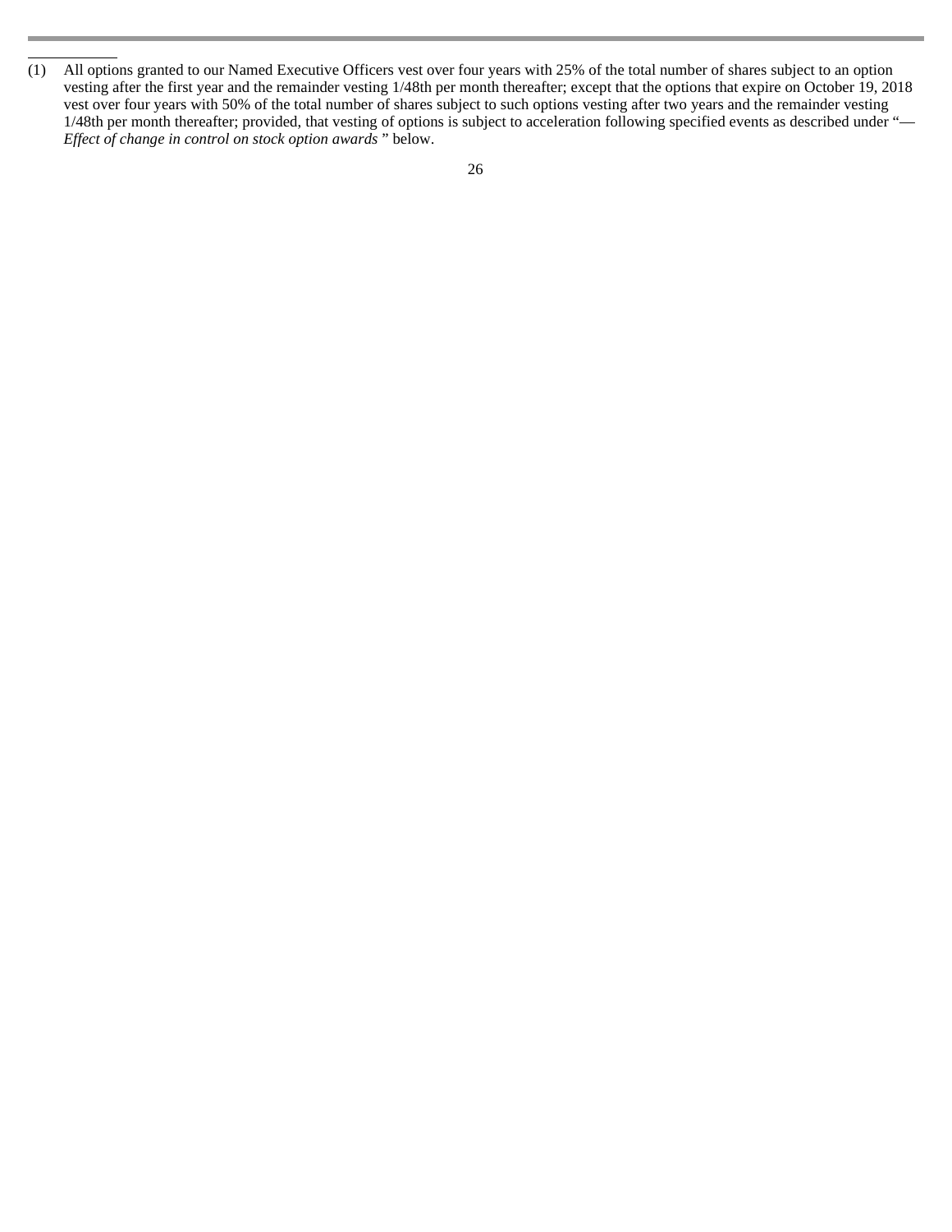(1) All options granted to our Named Executive Officers vest over four years with 25% of the total number of shares subject to an option vesting after the first year and the remainder vesting 1/48th per month thereafter; except that the options that expire on October 19, 2018 vest over four years with 50% of the total number of shares subject to such options vesting after two years and the remainder vesting 1/48th per month thereafter; provided, that vesting of options is subject to acceleration following specified events as described under "—*Effect of change in control on stock option awards*" below.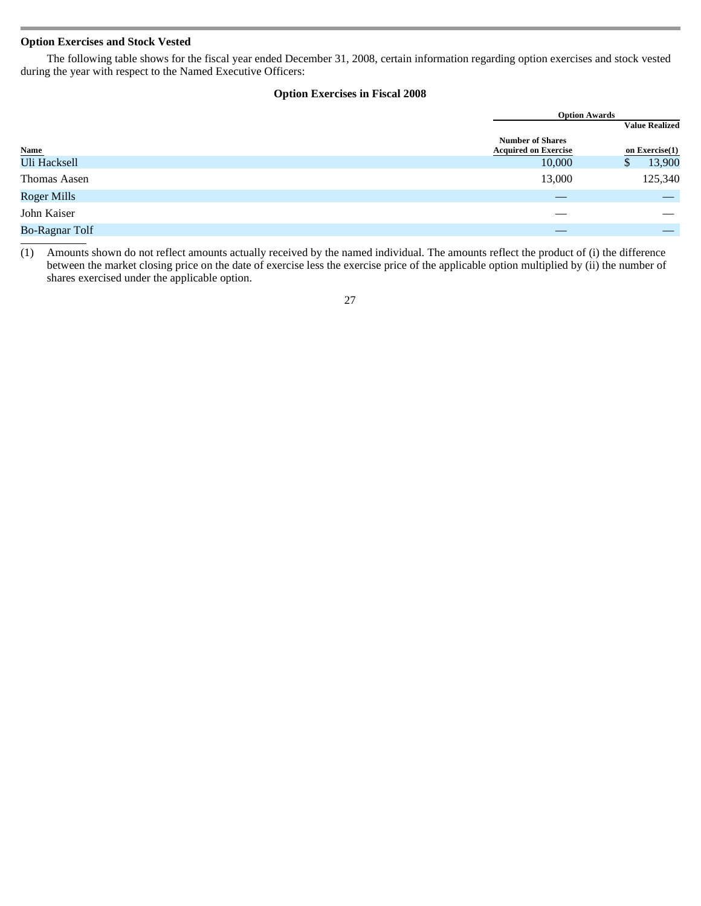### Option Exercises and Stock Vested

The following table shows for the fiscal year ended December 31, 2008, certain information regarding option exercises and stock vested during the year with respect to the Named Executive Officers:

**Option Exercises in Fiscal 2008**

| | Option Awards | |
|---|---|---|
| Name | Number of Shares Acquired on Exercise | Value Realized on Exercise(1) |
| Uli Hacksell | 10,000 | $ 13,900 |
| Thomas Aasen | 13,000 | 125,340 |
| Roger Mills | — | — |
| John Kaiser | — | — |
| Bo-Ragnar Tolf | — | — |

(1) Amounts shown do not reflect amounts actually received by the named individual. The amounts reflect the product of (i) the difference between the market closing price on the date of exercise less the exercise price of the applicable option multiplied by (ii) the number of shares exercised under the applicable option.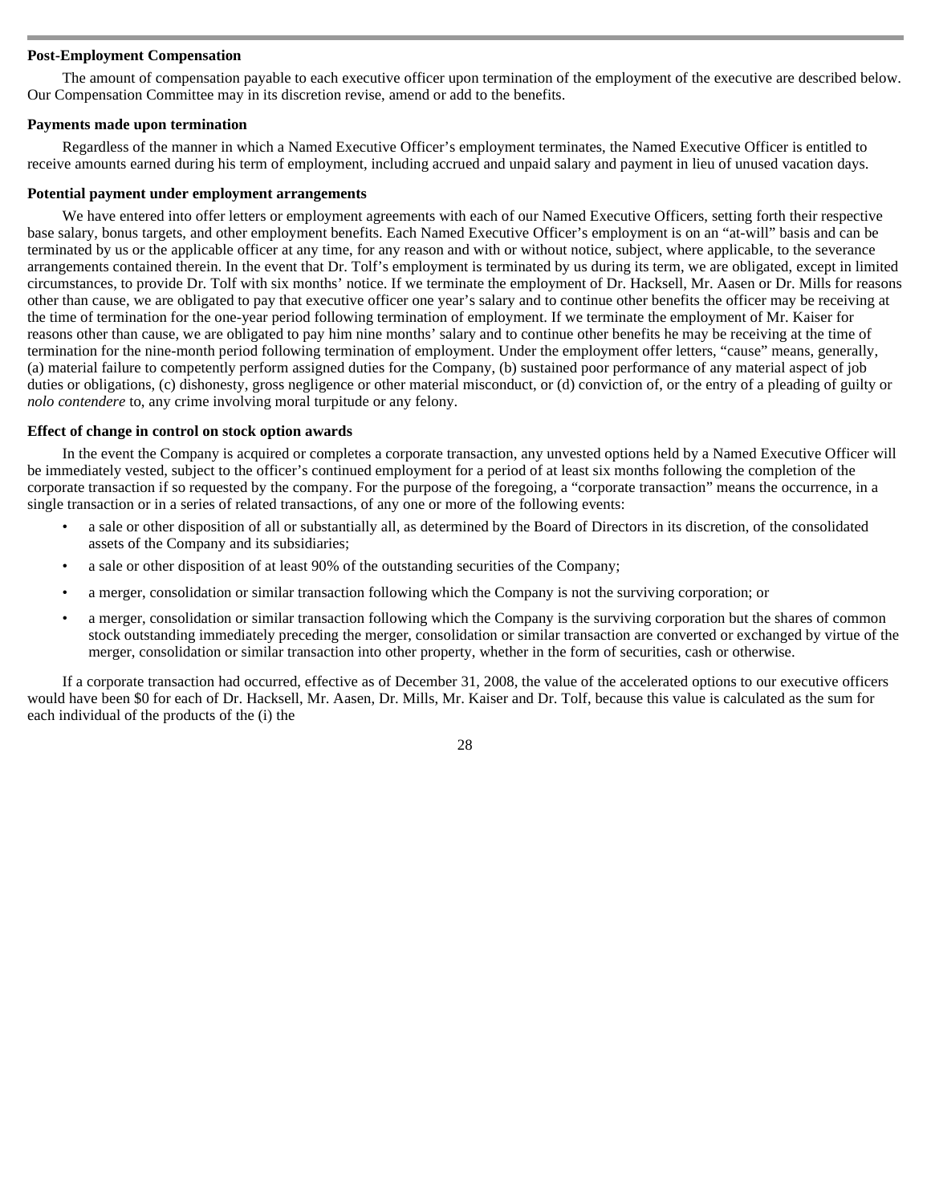**Post-Employment Compensation**

The amount of compensation payable to each executive officer upon termination of the employment of the executive are described below. Our Compensation Committee may in its discretion revise, amend or add to the benefits.

**Payments made upon termination**

Regardless of the manner in which a Named Executive Officer's employment terminates, the Named Executive Officer is entitled to receive amounts earned during his term of employment, including accrued and unpaid salary and payment in lieu of unused vacation days.

**Potential payment under employment arrangements**

We have entered into offer letters or employment agreements with each of our Named Executive Officers, setting forth their respective base salary, bonus targets, and other employment benefits. Each Named Executive Officer's employment is on an "at-will" basis and can be terminated by us or the applicable officer at any time, for any reason and with or without notice, subject, where applicable, to the severance arrangements contained therein. In the event that Dr. Tolf's employment is terminated by us during its term, we are obligated, except in limited circumstances, to provide Dr. Tolf with six months' notice. If we terminate the employment of Dr. Hacksell, Mr. Aasen or Dr. Mills for reasons other than cause, we are obligated to pay that executive officer one year's salary and to continue other benefits the officer may be receiving at the time of termination for the one-year period following termination of employment. If we terminate the employment of Mr. Kaiser for reasons other than cause, we are obligated to pay him nine months' salary and to continue other benefits he may be receiving at the time of termination for the nine-month period following termination of employment. Under the employment offer letters, "cause" means, generally, (a) material failure to competently perform assigned duties for the Company, (b) sustained poor performance of any material aspect of job duties or obligations, (c) dishonesty, gross negligence or other material misconduct, or (d) conviction of, or the entry of a pleading of guilty or *nolo contendere* to, any crime involving moral turpitude or any felony.

**Effect of change in control on stock option awards**

In the event the Company is acquired or completes a corporate transaction, any unvested options held by a Named Executive Officer will be immediately vested, subject to the officer's continued employment for a period of at least six months following the completion of the corporate transaction if so requested by the company. For the purpose of the foregoing, a "corporate transaction" means the occurrence, in a single transaction or in a series of related transactions, of any one or more of the following events:

- a sale or other disposition of all or substantially all, as determined by the Board of Directors in its discretion, of the consolidated assets of the Company and its subsidiaries;
- a sale or other disposition of at least 90% of the outstanding securities of the Company;
- a merger, consolidation or similar transaction following which the Company is not the surviving corporation; or
- a merger, consolidation or similar transaction following which the Company is the surviving corporation but the shares of common stock outstanding immediately preceding the merger, consolidation or similar transaction are converted or exchanged by virtue of the merger, consolidation or similar transaction into other property, whether in the form of securities, cash or otherwise.

If a corporate transaction had occurred, effective as of December 31, 2008, the value of the accelerated options to our executive officers would have been $0 for each of Dr. Hacksell, Mr. Aasen, Dr. Mills, Mr. Kaiser and Dr. Tolf, because this value is calculated as the sum for each individual of the products of the (i) the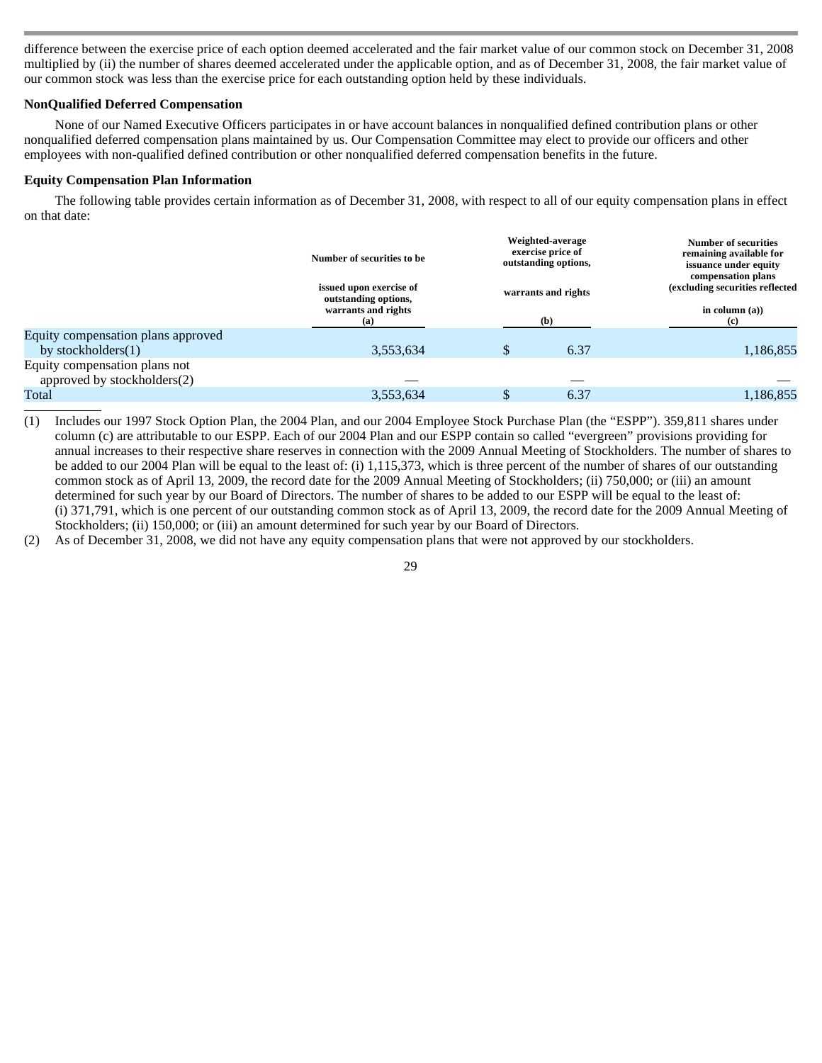difference between the exercise price of each option deemed accelerated and the fair market value of our common stock on December 31, 2008 multiplied by (ii) the number of shares deemed accelerated under the applicable option, and as of December 31, 2008, the fair market value of our common stock was less than the exercise price for each outstanding option held by these individuals.

**NonQualified Deferred Compensation**

None of our Named Executive Officers participates in or have account balances in nonqualified defined contribution plans or other nonqualified deferred compensation plans maintained by us. Our Compensation Committee may elect to provide our officers and other employees with non-qualified defined contribution or other nonqualified deferred compensation benefits in the future.

**Equity Compensation Plan Information**

The following table provides certain information as of December 31, 2008, with respect to all of our equity compensation plans in effect on that date:

| | Number of securities to be issued upon exercise of outstanding options, warrants and rights (a) | Weighted-average exercise price of outstanding options, warrants and rights (b) | Number of securities remaining available for issuance under equity compensation plans (excluding securities reflected in column (a)) (c) |
|---|---|---|---|
| Equity compensation plans approved by stockholders(1) | 3,553,634 | $ 6.37 | 1,186,855 |
| Equity compensation plans not approved by stockholders(2) | — | — | — |
| Total | 3,553,634 | $ 6.37 | 1,186,855 |

(1) Includes our 1997 Stock Option Plan, the 2004 Plan, and our 2004 Employee Stock Purchase Plan (the "ESPP"). 359,811 shares under column (c) are attributable to our ESPP. Each of our 2004 Plan and our ESPP contain so called "evergreen" provisions providing for annual increases to their respective share reserves in connection with the 2009 Annual Meeting of Stockholders. The number of shares to be added to our 2004 Plan will be equal to the least of: (i) 1,115,373, which is three percent of the number of shares of our outstanding common stock as of April 13, 2009, the record date for the 2009 Annual Meeting of Stockholders; (ii) 750,000; or (iii) an amount determined for such year by our Board of Directors. The number of shares to be added to our ESPP will be equal to the least of: (i) 371,791, which is one percent of our outstanding common stock as of April 13, 2009, the record date for the 2009 Annual Meeting of Stockholders; (ii) 150,000; or (iii) an amount determined for such year by our Board of Directors.

(2) As of December 31, 2008, we did not have any equity compensation plans that were not approved by our stockholders.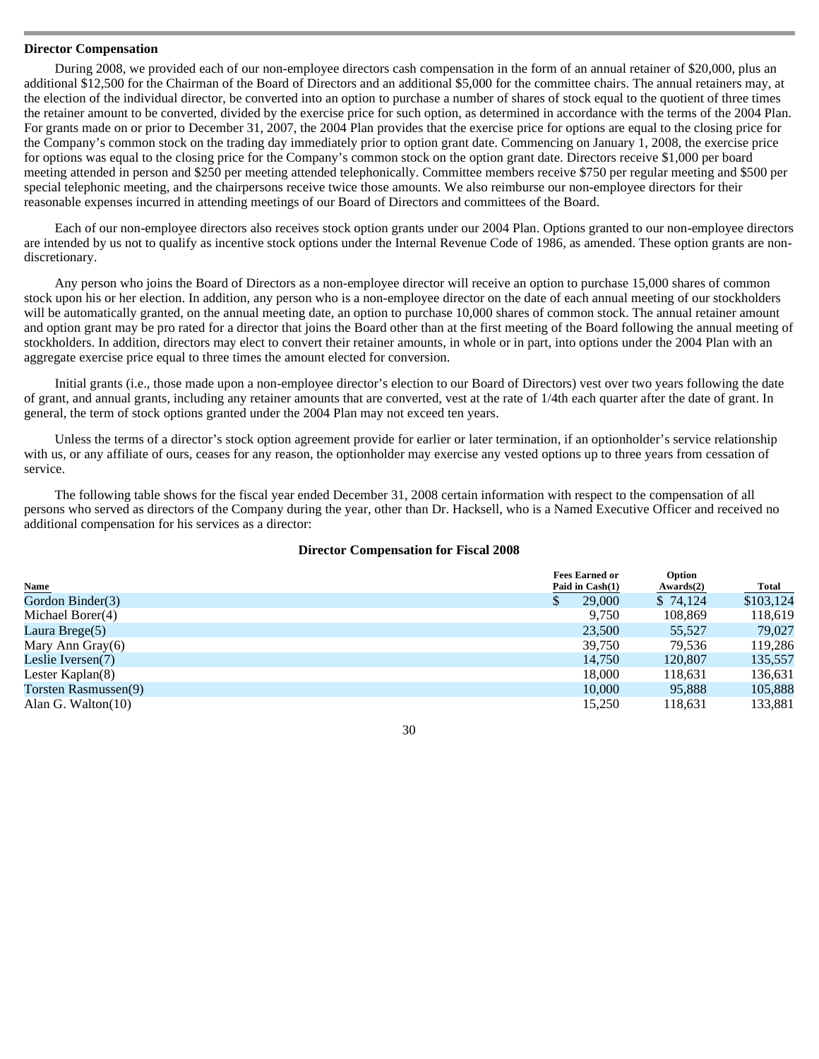### Director Compensation

During 2008, we provided each of our non-employee directors cash compensation in the form of an annual retainer of $20,000, plus an additional $12,500 for the Chairman of the Board of Directors and an additional $5,000 for the committee chairs. The annual retainers may, at the election of the individual director, be converted into an option to purchase a number of shares of stock equal to the quotient of three times the retainer amount to be converted, divided by the exercise price for such option, as determined in accordance with the terms of the 2004 Plan. For grants made on or prior to December 31, 2007, the 2004 Plan provides that the exercise price for options are equal to the closing price for the Company's common stock on the trading day immediately prior to option grant date. Commencing on January 1, 2008, the exercise price for options was equal to the closing price for the Company's common stock on the option grant date. Directors receive $1,000 per board meeting attended in person and $250 per meeting attended telephonically. Committee members receive $750 per regular meeting and $500 per special telephonic meeting, and the chairpersons receive twice those amounts. We also reimburse our non-employee directors for their reasonable expenses incurred in attending meetings of our Board of Directors and committees of the Board.

Each of our non-employee directors also receives stock option grants under our 2004 Plan. Options granted to our non-employee directors are intended by us not to qualify as incentive stock options under the Internal Revenue Code of 1986, as amended. These option grants are non-discretionary.

Any person who joins the Board of Directors as a non-employee director will receive an option to purchase 15,000 shares of common stock upon his or her election. In addition, any person who is a non-employee director on the date of each annual meeting of our stockholders will be automatically granted, on the annual meeting date, an option to purchase 10,000 shares of common stock. The annual retainer amount and option grant may be pro rated for a director that joins the Board other than at the first meeting of the Board following the annual meeting of stockholders. In addition, directors may elect to convert their retainer amounts, in whole or in part, into options under the 2004 Plan with an aggregate exercise price equal to three times the amount elected for conversion.

Initial grants (i.e., those made upon a non-employee director's election to our Board of Directors) vest over two years following the date of grant, and annual grants, including any retainer amounts that are converted, vest at the rate of 1/4th each quarter after the date of grant. In general, the term of stock options granted under the 2004 Plan may not exceed ten years.

Unless the terms of a director's stock option agreement provide for earlier or later termination, if an optionholder's service relationship with us, or any affiliate of ours, ceases for any reason, the optionholder may exercise any vested options up to three years from cessation of service.

The following table shows for the fiscal year ended December 31, 2008 certain information with respect to the compensation of all persons who served as directors of the Company during the year, other than Dr. Hacksell, who is a Named Executive Officer and received no additional compensation for his services as a director:

**Director Compensation for Fiscal 2008**

| Name | Fees Earned or Paid in Cash(1) | Option Awards(2) | Total |
|---|---|---|---|
| Gordon Binder(3) | $ 29,000 | $ 74,124 | $103,124 |
| Michael Borer(4) | 9,750 | 108,869 | 118,619 |
| Laura Brege(5) | 23,500 | 55,527 | 79,027 |
| Mary Ann Gray(6) | 39,750 | 79,536 | 119,286 |
| Leslie Iversen(7) | 14,750 | 120,807 | 135,557 |
| Lester Kaplan(8) | 18,000 | 118,631 | 136,631 |
| Torsten Rasmussen(9) | 10,000 | 95,888 | 105,888 |
| Alan G. Walton(10) | 15,250 | 118,631 | 133,881 |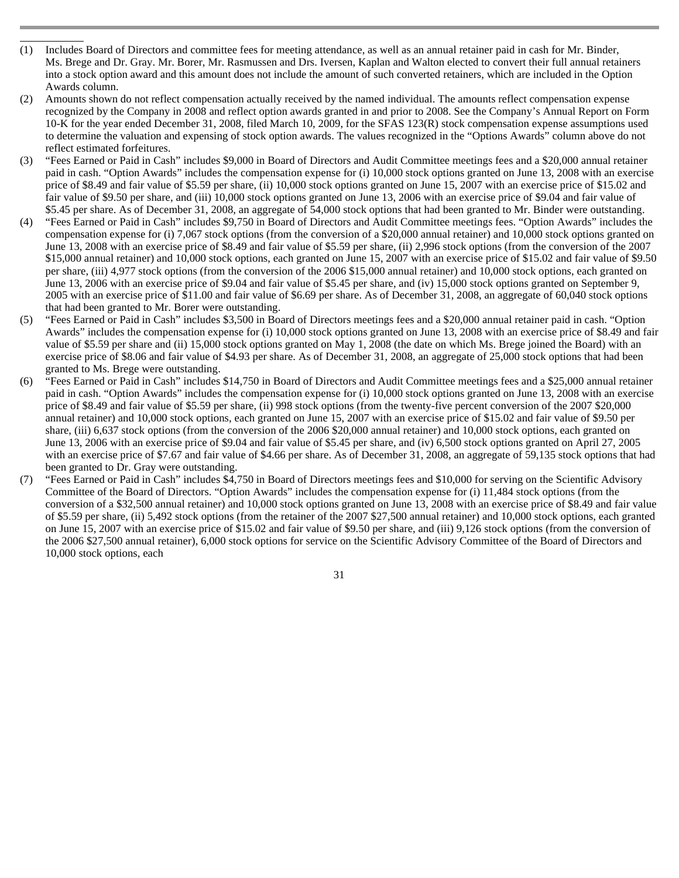(1) Includes Board of Directors and committee fees for meeting attendance, as well as an annual retainer paid in cash for Mr. Binder, Ms. Brege and Dr. Gray. Mr. Borer, Mr. Rasmussen and Drs. Iversen, Kaplan and Walton elected to convert their full annual retainers into a stock option award and this amount does not include the amount of such converted retainers, which are included in the Option Awards column.

(2) Amounts shown do not reflect compensation actually received by the named individual. The amounts reflect compensation expense recognized by the Company in 2008 and reflect option awards granted in and prior to 2008. See the Company's Annual Report on Form 10-K for the year ended December 31, 2008, filed March 10, 2009, for the SFAS 123(R) stock compensation expense assumptions used to determine the valuation and expensing of stock option awards. The values recognized in the "Options Awards" column above do not reflect estimated forfeitures.

(3) "Fees Earned or Paid in Cash" includes $9,000 in Board of Directors and Audit Committee meetings fees and a $20,000 annual retainer paid in cash. "Option Awards" includes the compensation expense for (i) 10,000 stock options granted on June 13, 2008 with an exercise price of $8.49 and fair value of $5.59 per share, (ii) 10,000 stock options granted on June 15, 2007 with an exercise price of $15.02 and fair value of $9.50 per share, and (iii) 10,000 stock options granted on June 13, 2006 with an exercise price of $9.04 and fair value of $5.45 per share. As of December 31, 2008, an aggregate of 54,000 stock options that had been granted to Mr. Binder were outstanding.

(4) "Fees Earned or Paid in Cash" includes $9,750 in Board of Directors and Audit Committee meetings fees. "Option Awards" includes the compensation expense for (i) 7,067 stock options (from the conversion of a $20,000 annual retainer) and 10,000 stock options granted on June 13, 2008 with an exercise price of $8.49 and fair value of $5.59 per share, (ii) 2,996 stock options (from the conversion of the 2007 $15,000 annual retainer) and 10,000 stock options, each granted on June 15, 2007 with an exercise price of $15.02 and fair value of $9.50 per share, (iii) 4,977 stock options (from the conversion of the 2006 $15,000 annual retainer) and 10,000 stock options, each granted on June 13, 2006 with an exercise price of $9.04 and fair value of $5.45 per share, and (iv) 15,000 stock options granted on September 9, 2005 with an exercise price of $11.00 and fair value of $6.69 per share. As of December 31, 2008, an aggregate of 60,040 stock options that had been granted to Mr. Borer were outstanding.

(5) "Fees Earned or Paid in Cash" includes $3,500 in Board of Directors meetings fees and a $20,000 annual retainer paid in cash. "Option Awards" includes the compensation expense for (i) 10,000 stock options granted on June 13, 2008 with an exercise price of $8.49 and fair value of $5.59 per share and (ii) 15,000 stock options granted on May 1, 2008 (the date on which Ms. Brege joined the Board) with an exercise price of $8.06 and fair value of $4.93 per share. As of December 31, 2008, an aggregate of 25,000 stock options that had been granted to Ms. Brege were outstanding.

(6) "Fees Earned or Paid in Cash" includes $14,750 in Board of Directors and Audit Committee meetings fees and a $25,000 annual retainer paid in cash. "Option Awards" includes the compensation expense for (i) 10,000 stock options granted on June 13, 2008 with an exercise price of $8.49 and fair value of $5.59 per share, (ii) 998 stock options (from the twenty-five percent conversion of the 2007 $20,000 annual retainer) and 10,000 stock options, each granted on June 15, 2007 with an exercise price of $15.02 and fair value of $9.50 per share, (iii) 6,637 stock options (from the conversion of the 2006 $20,000 annual retainer) and 10,000 stock options, each granted on June 13, 2006 with an exercise price of $9.04 and fair value of $5.45 per share, and (iv) 6,500 stock options granted on April 27, 2005 with an exercise price of $7.67 and fair value of $4.66 per share. As of December 31, 2008, an aggregate of 59,135 stock options that had been granted to Dr. Gray were outstanding.

(7) "Fees Earned or Paid in Cash" includes $4,750 in Board of Directors meetings fees and $10,000 for serving on the Scientific Advisory Committee of the Board of Directors. "Option Awards" includes the compensation expense for (i) 11,484 stock options (from the conversion of a $32,500 annual retainer) and 10,000 stock options granted on June 13, 2008 with an exercise price of $8.49 and fair value of $5.59 per share, (ii) 5,492 stock options (from the retainer of the 2007 $27,500 annual retainer) and 10,000 stock options, each granted on June 15, 2007 with an exercise price of $15.02 and fair value of $9.50 per share, and (iii) 9,126 stock options (from the conversion of the 2006 $27,500 annual retainer), 6,000 stock options for service on the Scientific Advisory Committee of the Board of Directors and 10,000 stock options, each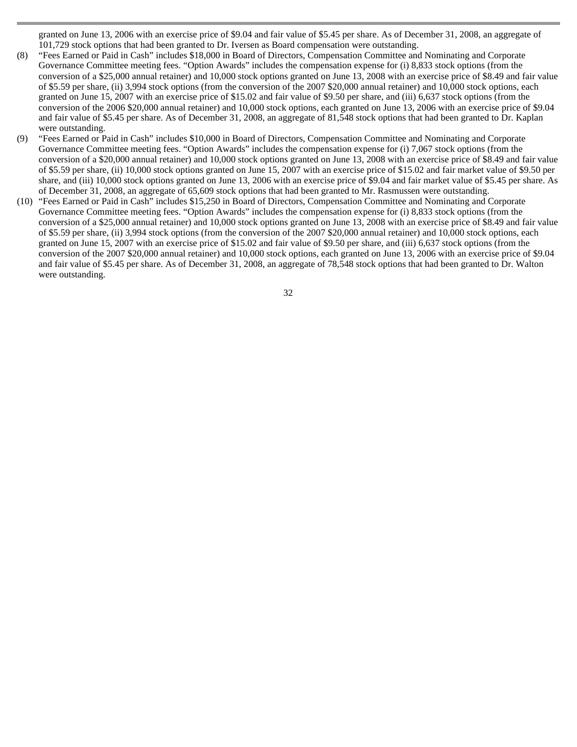granted on June 13, 2006 with an exercise price of $9.04 and fair value of $5.45 per share. As of December 31, 2008, an aggregate of 101,729 stock options that had been granted to Dr. Iversen as Board compensation were outstanding.

(8) "Fees Earned or Paid in Cash" includes $18,000 in Board of Directors, Compensation Committee and Nominating and Corporate Governance Committee meeting fees. "Option Awards" includes the compensation expense for (i) 8,833 stock options (from the conversion of a $25,000 annual retainer) and 10,000 stock options granted on June 13, 2008 with an exercise price of $8.49 and fair value of $5.59 per share, (ii) 3,994 stock options (from the conversion of the 2007 $20,000 annual retainer) and 10,000 stock options, each granted on June 15, 2007 with an exercise price of $15.02 and fair value of $9.50 per share, and (iii) 6,637 stock options (from the conversion of the 2006 $20,000 annual retainer) and 10,000 stock options, each granted on June 13, 2006 with an exercise price of $9.04 and fair value of $5.45 per share. As of December 31, 2008, an aggregate of 81,548 stock options that had been granted to Dr. Kaplan were outstanding.

(9) "Fees Earned or Paid in Cash" includes $10,000 in Board of Directors, Compensation Committee and Nominating and Corporate Governance Committee meeting fees. "Option Awards" includes the compensation expense for (i) 7,067 stock options (from the conversion of a $20,000 annual retainer) and 10,000 stock options granted on June 13, 2008 with an exercise price of $8.49 and fair value of $5.59 per share, (ii) 10,000 stock options granted on June 15, 2007 with an exercise price of $15.02 and fair market value of $9.50 per share, and (iii) 10,000 stock options granted on June 13, 2006 with an exercise price of $9.04 and fair market value of $5.45 per share. As of December 31, 2008, an aggregate of 65,609 stock options that had been granted to Mr. Rasmussen were outstanding.

(10) "Fees Earned or Paid in Cash" includes $15,250 in Board of Directors, Compensation Committee and Nominating and Corporate Governance Committee meeting fees. "Option Awards" includes the compensation expense for (i) 8,833 stock options (from the conversion of a $25,000 annual retainer) and 10,000 stock options granted on June 13, 2008 with an exercise price of $8.49 and fair value of $5.59 per share, (ii) 3,994 stock options (from the conversion of the 2007 $20,000 annual retainer) and 10,000 stock options, each granted on June 15, 2007 with an exercise price of $15.02 and fair value of $9.50 per share, and (iii) 6,637 stock options (from the conversion of the 2007 $20,000 annual retainer) and 10,000 stock options, each granted on June 13, 2006 with an exercise price of $9.04 and fair value of $5.45 per share. As of December 31, 2008, an aggregate of 78,548 stock options that had been granted to Dr. Walton were outstanding.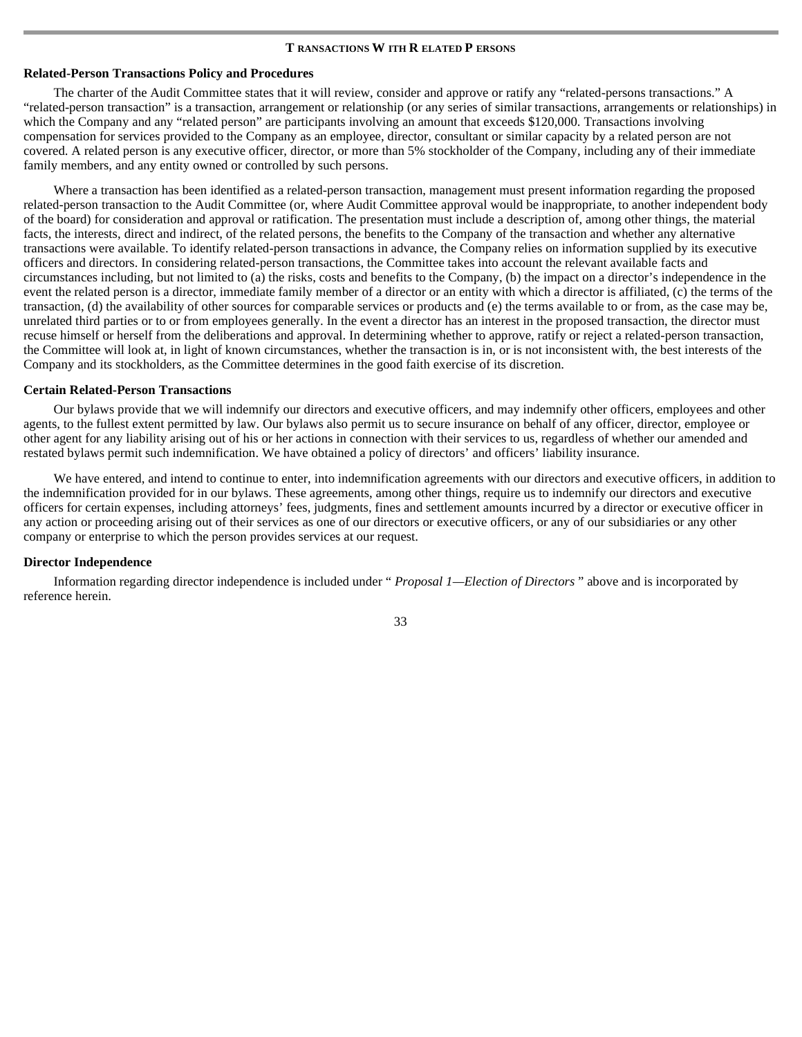## Transactions With Related Persons

### Related-Person Transactions Policy and Procedures

The charter of the Audit Committee states that it will review, consider and approve or ratify any "related-persons transactions." A "related-person transaction" is a transaction, arrangement or relationship (or any series of similar transactions, arrangements or relationships) in which the Company and any "related person" are participants involving an amount that exceeds $120,000. Transactions involving compensation for services provided to the Company as an employee, director, consultant or similar capacity by a related person are not covered. A related person is any executive officer, director, or more than 5% stockholder of the Company, including any of their immediate family members, and any entity owned or controlled by such persons.

Where a transaction has been identified as a related-person transaction, management must present information regarding the proposed related-person transaction to the Audit Committee (or, where Audit Committee approval would be inappropriate, to another independent body of the board) for consideration and approval or ratification. The presentation must include a description of, among other things, the material facts, the interests, direct and indirect, of the related persons, the benefits to the Company of the transaction and whether any alternative transactions were available. To identify related-person transactions in advance, the Company relies on information supplied by its executive officers and directors. In considering related-person transactions, the Committee takes into account the relevant available facts and circumstances including, but not limited to (a) the risks, costs and benefits to the Company, (b) the impact on a director's independence in the event the related person is a director, immediate family member of a director or an entity with which a director is affiliated, (c) the terms of the transaction, (d) the availability of other sources for comparable services or products and (e) the terms available to or from, as the case may be, unrelated third parties or to or from employees generally. In the event a director has an interest in the proposed transaction, the director must recuse himself or herself from the deliberations and approval. In determining whether to approve, ratify or reject a related-person transaction, the Committee will look at, in light of known circumstances, whether the transaction is in, or is not inconsistent with, the best interests of the Company and its stockholders, as the Committee determines in the good faith exercise of its discretion.

### Certain Related-Person Transactions

Our bylaws provide that we will indemnify our directors and executive officers, and may indemnify other officers, employees and other agents, to the fullest extent permitted by law. Our bylaws also permit us to secure insurance on behalf of any officer, director, employee or other agent for any liability arising out of his or her actions in connection with their services to us, regardless of whether our amended and restated bylaws permit such indemnification. We have obtained a policy of directors' and officers' liability insurance.

We have entered, and intend to continue to enter, into indemnification agreements with our directors and executive officers, in addition to the indemnification provided for in our bylaws. These agreements, among other things, require us to indemnify our directors and executive officers for certain expenses, including attorneys' fees, judgments, fines and settlement amounts incurred by a director or executive officer in any action or proceeding arising out of their services as one of our directors or executive officers, or any of our subsidiaries or any other company or enterprise to which the person provides services at our request.

### Director Independence

Information regarding director independence is included under "*Proposal 1—Election of Directors*" above and is incorporated by reference herein.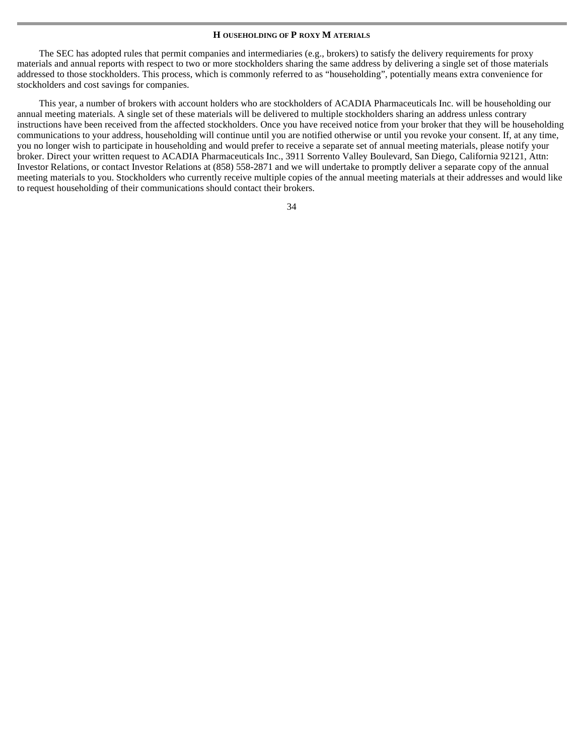## HOUSEHOLDING OF PROXY MATERIALS

The SEC has adopted rules that permit companies and intermediaries (e.g., brokers) to satisfy the delivery requirements for proxy materials and annual reports with respect to two or more stockholders sharing the same address by delivering a single set of those materials addressed to those stockholders. This process, which is commonly referred to as "householding", potentially means extra convenience for stockholders and cost savings for companies.

This year, a number of brokers with account holders who are stockholders of ACADIA Pharmaceuticals Inc. will be householding our annual meeting materials. A single set of these materials will be delivered to multiple stockholders sharing an address unless contrary instructions have been received from the affected stockholders. Once you have received notice from your broker that they will be householding communications to your address, householding will continue until you are notified otherwise or until you revoke your consent. If, at any time, you no longer wish to participate in householding and would prefer to receive a separate set of annual meeting materials, please notify your broker. Direct your written request to ACADIA Pharmaceuticals Inc., 3911 Sorrento Valley Boulevard, San Diego, California 92121, Attn: Investor Relations, or contact Investor Relations at (858) 558-2871 and we will undertake to promptly deliver a separate copy of the annual meeting materials to you. Stockholders who currently receive multiple copies of the annual meeting materials at their addresses and would like to request householding of their communications should contact their brokers.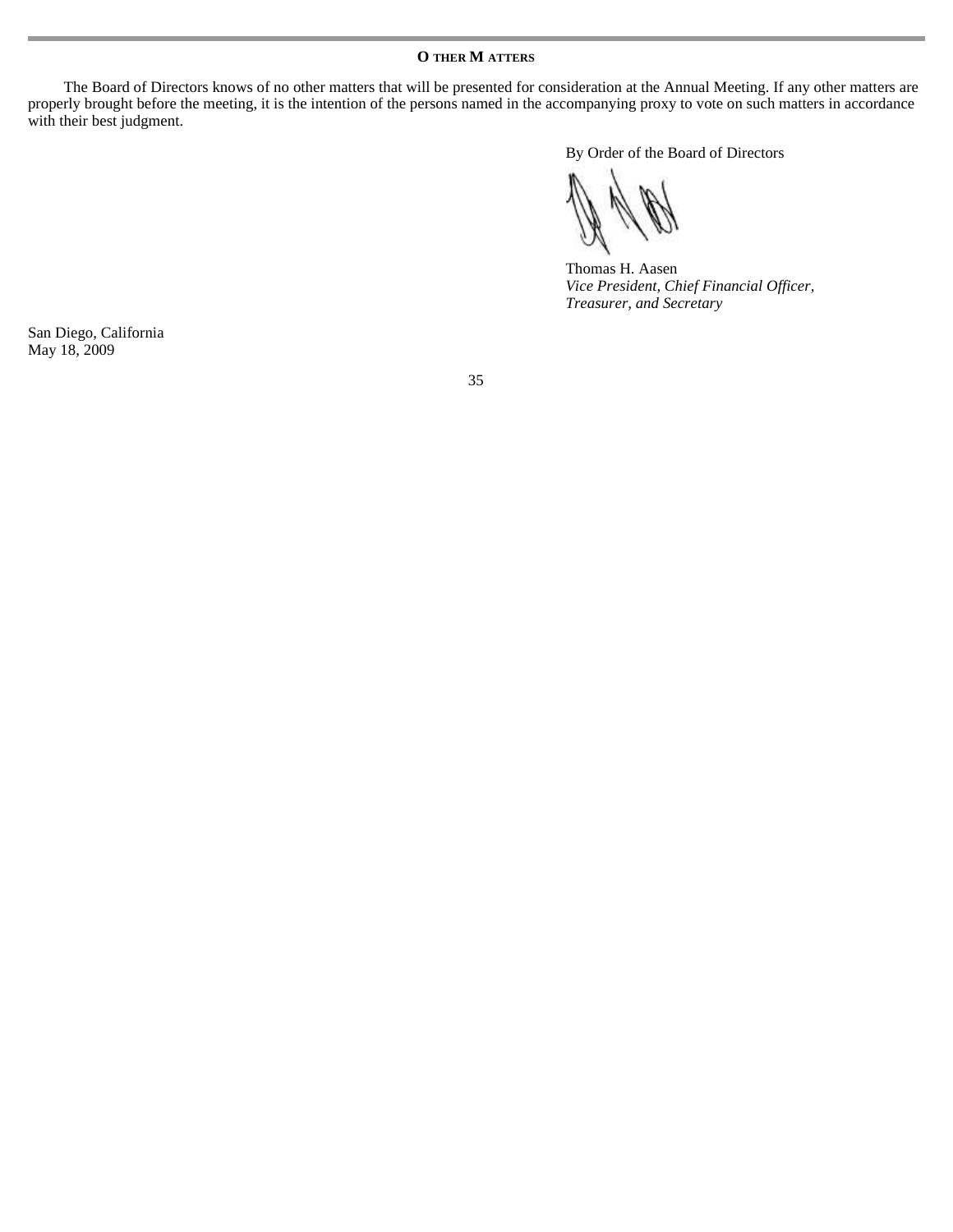## OTHER MATTERS

The Board of Directors knows of no other matters that will be presented for consideration at the Annual Meeting. If any other matters are properly brought before the meeting, it is the intention of the persons named in the accompanying proxy to vote on such matters in accordance with their best judgment.

By Order of the Board of Directors

Thomas H. Aasen
*Vice President, Chief Financial Officer, Treasurer, and Secretary*

San Diego, California
May 18, 2009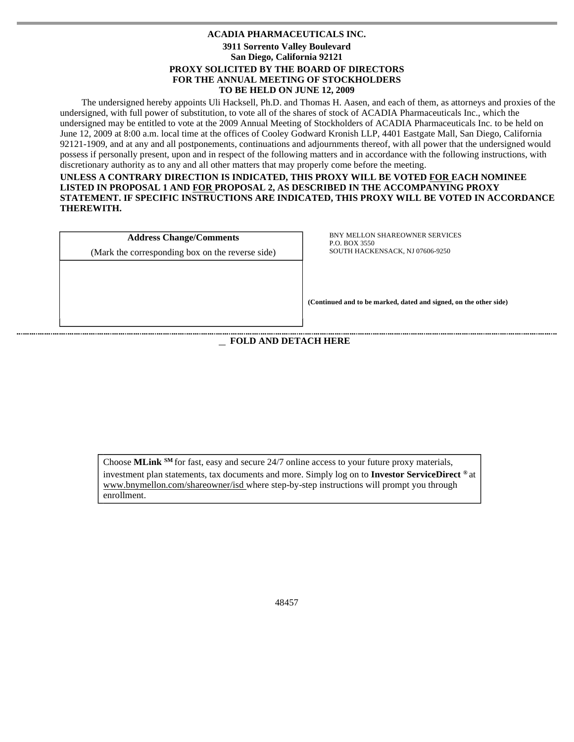**ACADIA PHARMACEUTICALS INC.**

**3911 Sorrento Valley Boulevard**

**San Diego, California 92121**

**PROXY SOLICITED BY THE BOARD OF DIRECTORS FOR THE ANNUAL MEETING OF STOCKHOLDERS TO BE HELD ON JUNE 12, 2009**

The undersigned hereby appoints Uli Hacksell, Ph.D. and Thomas H. Aasen, and each of them, as attorneys and proxies of the undersigned, with full power of substitution, to vote all of the shares of stock of ACADIA Pharmaceuticals Inc., which the undersigned may be entitled to vote at the 2009 Annual Meeting of Stockholders of ACADIA Pharmaceuticals Inc. to be held on June 12, 2009 at 8:00 a.m. local time at the offices of Cooley Godward Kronish LLP, 4401 Eastgate Mall, San Diego, California 92121-1909, and at any and all postponements, continuations and adjournments thereof, with all power that the undersigned would possess if personally present, upon and in respect of the following matters and in accordance with the following instructions, with discretionary authority as to any and all other matters that may properly come before the meeting.

**UNLESS A CONTRARY DIRECTION IS INDICATED, THIS PROXY WILL BE VOTED FOR EACH NOMINEE LISTED IN PROPOSAL 1 AND FOR PROPOSAL 2, AS DESCRIBED IN THE ACCOMPANYING PROXY STATEMENT. IF SPECIFIC INSTRUCTIONS ARE INDICATED, THIS PROXY WILL BE VOTED IN ACCORDANCE THEREWITH.**

| **Address Change/Comments** (Mark the corresponding box on the reverse side) |
| --- |
| |

BNY MELLON SHAREOWNER SERVICES
P.O. BOX 3550
SOUTH HACKENSACK, NJ 07606-9250

**(Continued and to be marked, dated and signed, on the other side)**

**FOLD AND DETACH HERE**

Choose **MLink** SM for fast, easy and secure 24/7 online access to your future proxy materials, investment plan statements, tax documents and more. Simply log on to **Investor ServiceDirect ®** at www.bnymellon.com/shareowner/isd where step-by-step instructions will prompt you through enrollment.

48457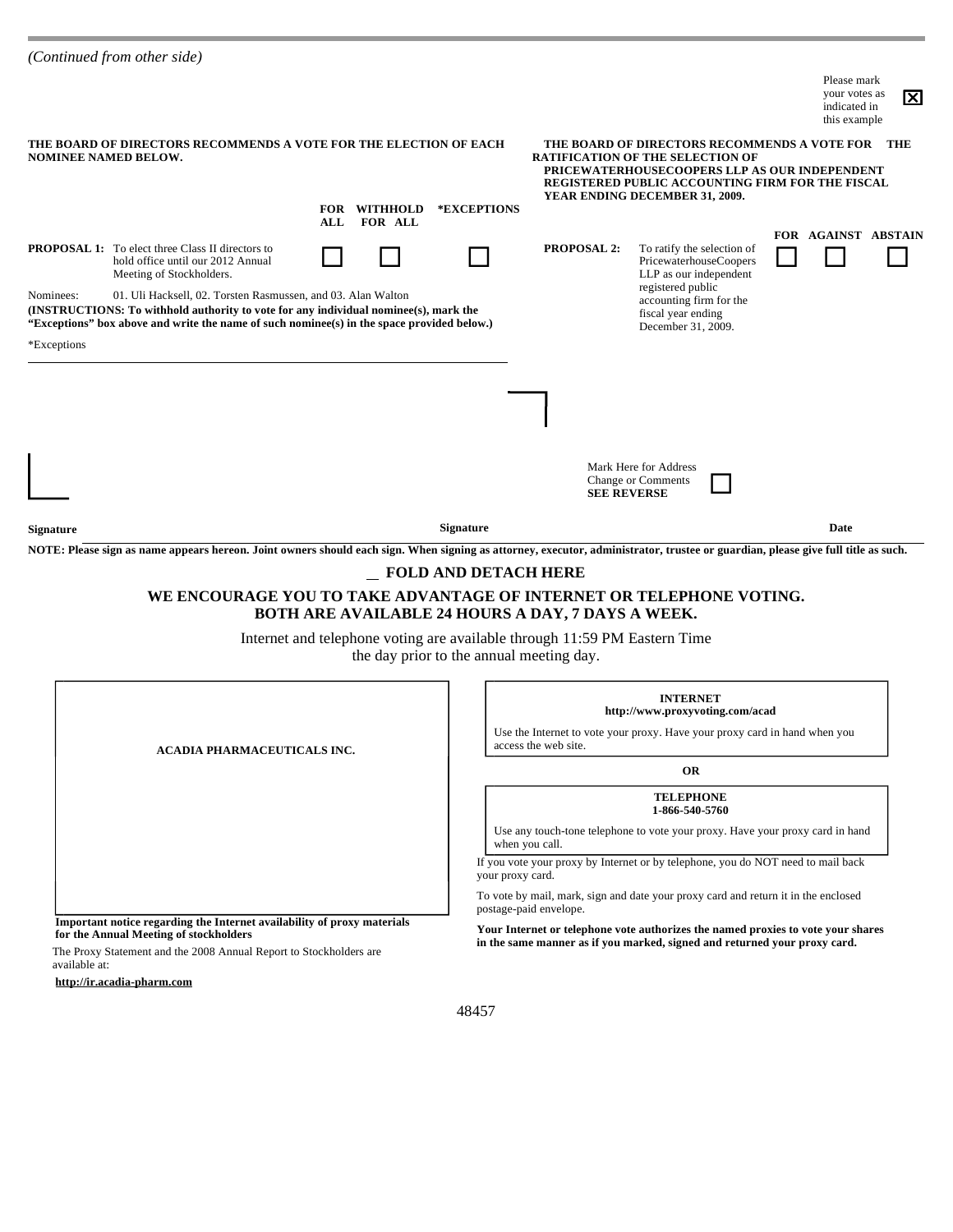*(Continued from other side)*

Please mark your votes as indicated in this example ☒

**THE BOARD OF DIRECTORS RECOMMENDS A VOTE FOR THE ELECTION OF EACH NOMINEE NAMED BELOW.**

| | | FOR ALL | WITHHOLD FOR ALL | *EXCEPTIONS |
|---|---|---|---|---|
| **PROPOSAL 1:** | To elect three Class II directors to hold office until our 2012 Annual Meeting of Stockholders. | ☐ | ☐ | ☐ |

Nominees: 01. Uli Hacksell, 02. Torsten Rasmussen, and 03. Alan Walton

**(INSTRUCTIONS: To withhold authority to vote for any individual nominee(s), mark the "Exceptions" box above and write the name of such nominee(s) in the space provided below.)**

*Exceptions ___________________________

**THE BOARD OF DIRECTORS RECOMMENDS A VOTE FOR THE RATIFICATION OF THE SELECTION OF PRICEWATERHOUSECOOPERS LLP AS OUR INDEPENDENT REGISTERED PUBLIC ACCOUNTING FIRM FOR THE FISCAL YEAR ENDING DECEMBER 31, 2009.**

| | | FOR | AGAINST | ABSTAIN |
|---|---|---|---|---|
| **PROPOSAL 2:** | To ratify the selection of PricewaterhouseCoopers LLP as our independent registered public accounting firm for the fiscal year ending December 31, 2009. | ☐ | ☐ | ☐ |

Mark Here for Address Change or Comments **SEE REVERSE** ☐

**Signature** ____________ **Signature** ____________ **Date** ____________

**NOTE: Please sign as name appears hereon. Joint owners should each sign. When signing as attorney, executor, administrator, trustee or guardian, please give full title as such.**

**FOLD AND DETACH HERE**

## WE ENCOURAGE YOU TO TAKE ADVANTAGE OF INTERNET OR TELEPHONE VOTING. BOTH ARE AVAILABLE 24 HOURS A DAY, 7 DAYS A WEEK.

Internet and telephone voting are available through 11:59 PM Eastern Time the day prior to the annual meeting day.

**ACADIA PHARMACEUTICALS INC.**

**INTERNET**
**http://www.proxyvoting.com/acad**

Use the Internet to vote your proxy. Have your proxy card in hand when you access the web site.

**OR**

**TELEPHONE**
**1-866-540-5760**

Use any touch-tone telephone to vote your proxy. Have your proxy card in hand when you call.

If you vote your proxy by Internet or by telephone, you do NOT need to mail back your proxy card.

To vote by mail, mark, sign and date your proxy card and return it in the enclosed postage-paid envelope.

**Your Internet or telephone vote authorizes the named proxies to vote your shares in the same manner as if you marked, signed and returned your proxy card.**

**Important notice regarding the Internet availability of proxy materials for the Annual Meeting of stockholders**

The Proxy Statement and the 2008 Annual Report to Stockholders are available at:

**http://ir.acadia-pharm.com**

48457